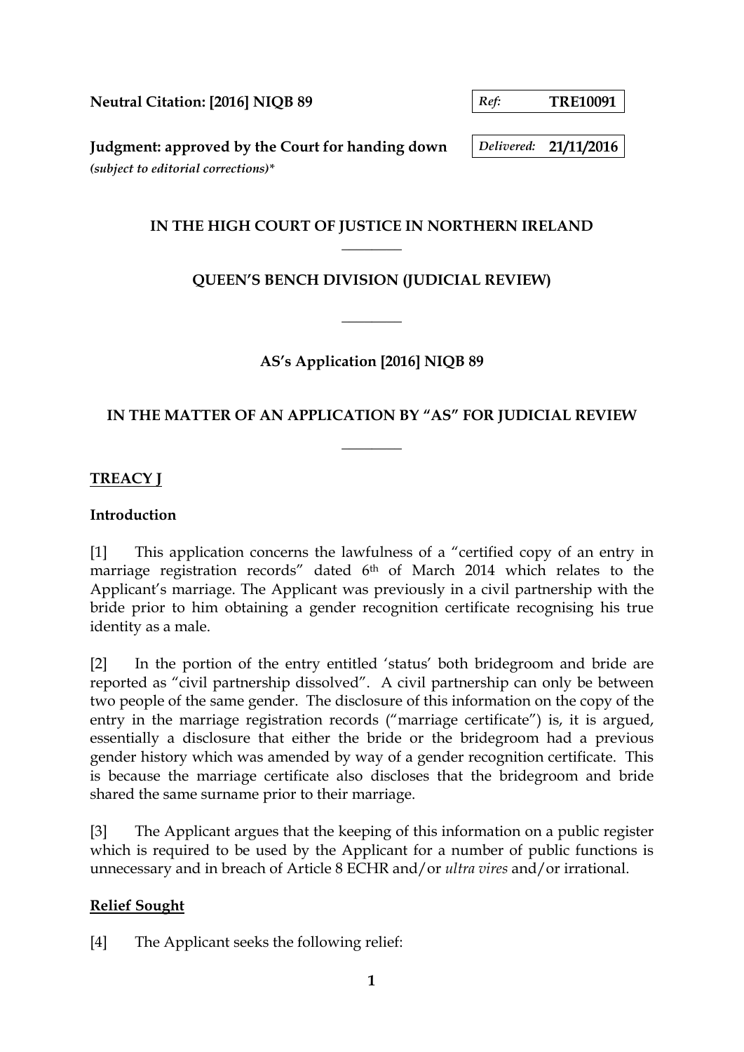**Neutral Citation: [2016] NIQB 89**

*Ref:* **TRE10091**

**Judgment: approved by the Court for handing down**
*(subject to editorial corrections)**

*Delivered:* **21/11/2016**

## IN THE HIGH COURT OF JUSTICE IN NORTHERN IRELAND

________

## QUEEN'S BENCH DIVISION (JUDICIAL REVIEW)

________

**AS's Application [2016] NIQB 89**

## IN THE MATTER OF AN APPLICATION BY "AS" FOR JUDICIAL REVIEW

________

**TREACY J**

### Introduction

[1] This application concerns the lawfulness of a "certified copy of an entry in marriage registration records" dated 6th of March 2014 which relates to the Applicant's marriage. The Applicant was previously in a civil partnership with the bride prior to him obtaining a gender recognition certificate recognising his true identity as a male.

[2] In the portion of the entry entitled 'status' both bridegroom and bride are reported as "civil partnership dissolved". A civil partnership can only be between two people of the same gender. The disclosure of this information on the copy of the entry in the marriage registration records ("marriage certificate") is, it is argued, essentially a disclosure that either the bride or the bridegroom had a previous gender history which was amended by way of a gender recognition certificate. This is because the marriage certificate also discloses that the bridegroom and bride shared the same surname prior to their marriage.

[3] The Applicant argues that the keeping of this information on a public register which is required to be used by the Applicant for a number of public functions is unnecessary and in breach of Article 8 ECHR and/or *ultra vires* and/or irrational.

### Relief Sought

[4] The Applicant seeks the following relief: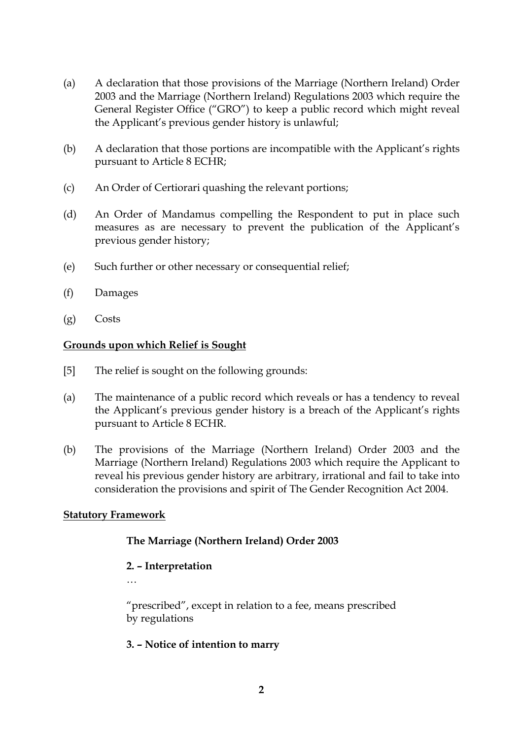(a) A declaration that those provisions of the Marriage (Northern Ireland) Order 2003 and the Marriage (Northern Ireland) Regulations 2003 which require the General Register Office ("GRO") to keep a public record which might reveal the Applicant's previous gender history is unlawful;

(b) A declaration that those portions are incompatible with the Applicant's rights pursuant to Article 8 ECHR;

(c) An Order of Certiorari quashing the relevant portions;

(d) An Order of Mandamus compelling the Respondent to put in place such measures as are necessary to prevent the publication of the Applicant's previous gender history;

(e) Such further or other necessary or consequential relief;

(f) Damages

(g) Costs

**Grounds upon which Relief is Sought**

[5] The relief is sought on the following grounds:

(a) The maintenance of a public record which reveals or has a tendency to reveal the Applicant's previous gender history is a breach of the Applicant's rights pursuant to Article 8 ECHR.

(b) The provisions of the Marriage (Northern Ireland) Order 2003 and the Marriage (Northern Ireland) Regulations 2003 which require the Applicant to reveal his previous gender history are arbitrary, irrational and fail to take into consideration the provisions and spirit of The Gender Recognition Act 2004.

**Statutory Framework**

**The Marriage (Northern Ireland) Order 2003**

**2. – Interpretation**

…

"prescribed", except in relation to a fee, means prescribed by regulations

**3. – Notice of intention to marry**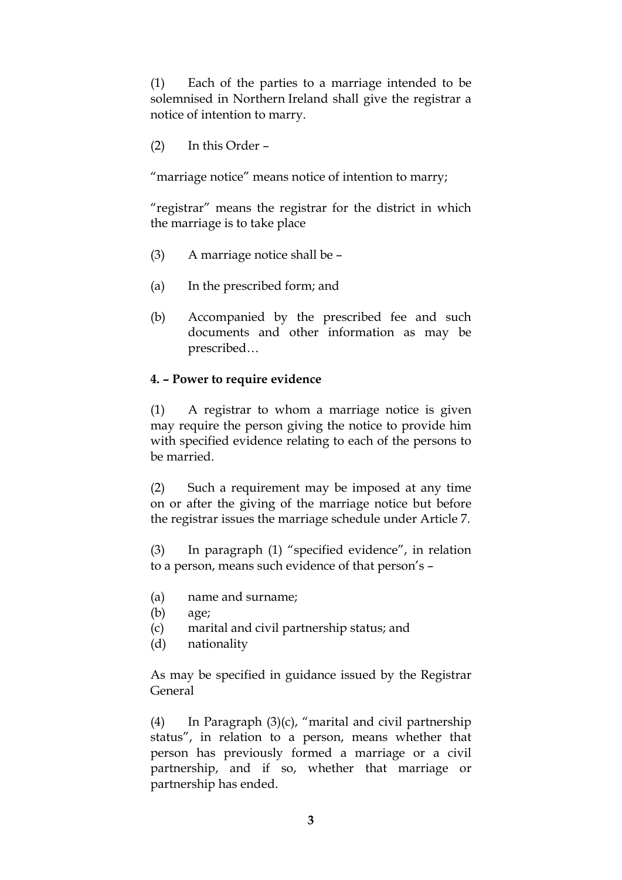(1) Each of the parties to a marriage intended to be solemnised in Northern Ireland shall give the registrar a notice of intention to marry.

(2) In this Order –

"marriage notice" means notice of intention to marry;

"registrar" means the registrar for the district in which the marriage is to take place

(3) A marriage notice shall be –

(a) In the prescribed form; and

(b) Accompanied by the prescribed fee and such documents and other information as may be prescribed…

**4. – Power to require evidence**

(1) A registrar to whom a marriage notice is given may require the person giving the notice to provide him with specified evidence relating to each of the persons to be married.

(2) Such a requirement may be imposed at any time on or after the giving of the marriage notice but before the registrar issues the marriage schedule under Article 7.

(3) In paragraph (1) "specified evidence", in relation to a person, means such evidence of that person's –

(a) name and surname;
(b) age;
(c) marital and civil partnership status; and
(d) nationality

As may be specified in guidance issued by the Registrar General

(4) In Paragraph (3)(c), "marital and civil partnership status", in relation to a person, means whether that person has previously formed a marriage or a civil partnership, and if so, whether that marriage or partnership has ended.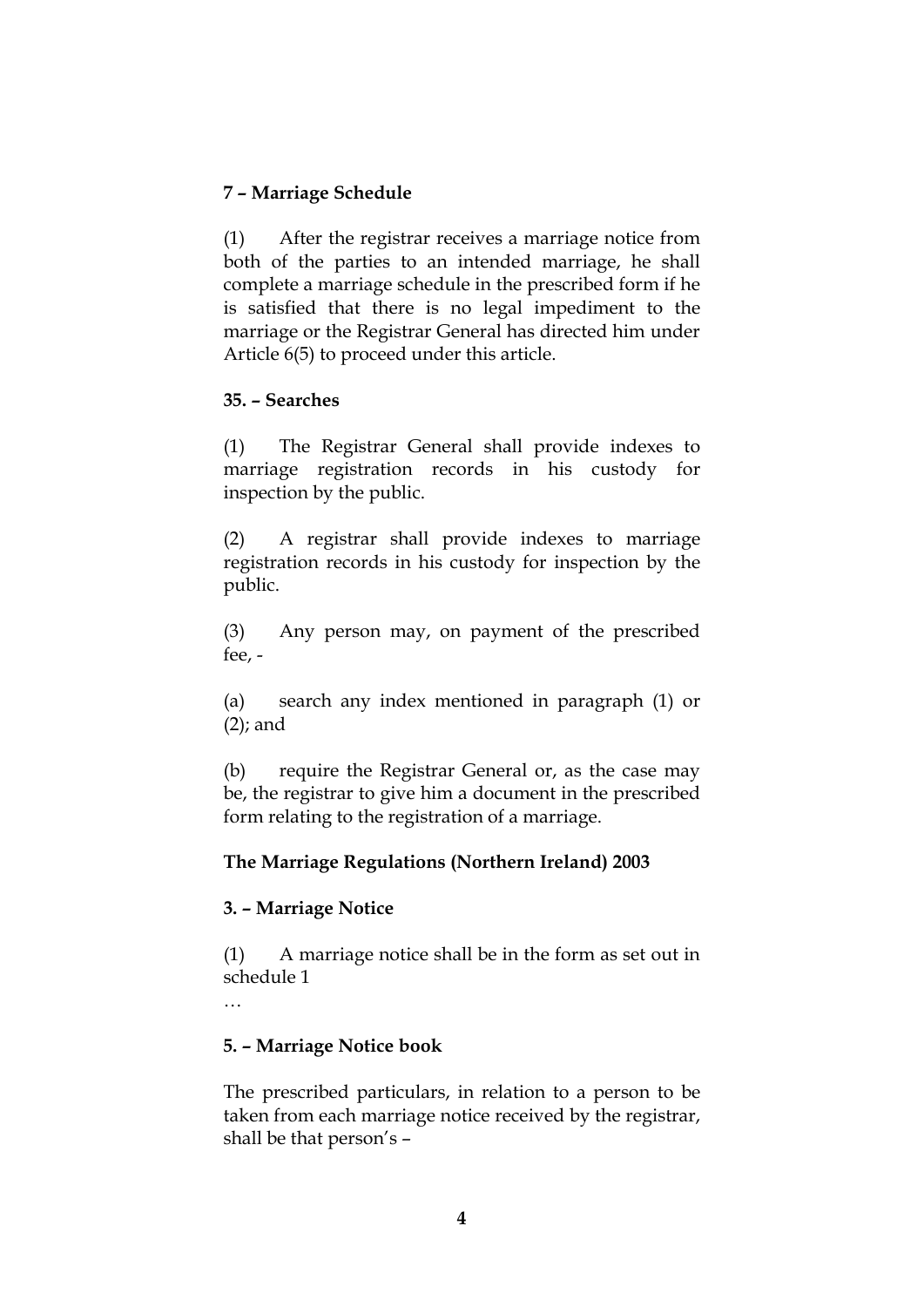**7 – Marriage Schedule**

(1) After the registrar receives a marriage notice from both of the parties to an intended marriage, he shall complete a marriage schedule in the prescribed form if he is satisfied that there is no legal impediment to the marriage or the Registrar General has directed him under Article 6(5) to proceed under this article.

**35. – Searches**

(1) The Registrar General shall provide indexes to marriage registration records in his custody for inspection by the public.

(2) A registrar shall provide indexes to marriage registration records in his custody for inspection by the public.

(3) Any person may, on payment of the prescribed fee, -

(a) search any index mentioned in paragraph (1) or (2); and

(b) require the Registrar General or, as the case may be, the registrar to give him a document in the prescribed form relating to the registration of a marriage.

**The Marriage Regulations (Northern Ireland) 2003**

**3. – Marriage Notice**

(1) A marriage notice shall be in the form as set out in schedule 1

…

**5. – Marriage Notice book**

The prescribed particulars, in relation to a person to be taken from each marriage notice received by the registrar, shall be that person's –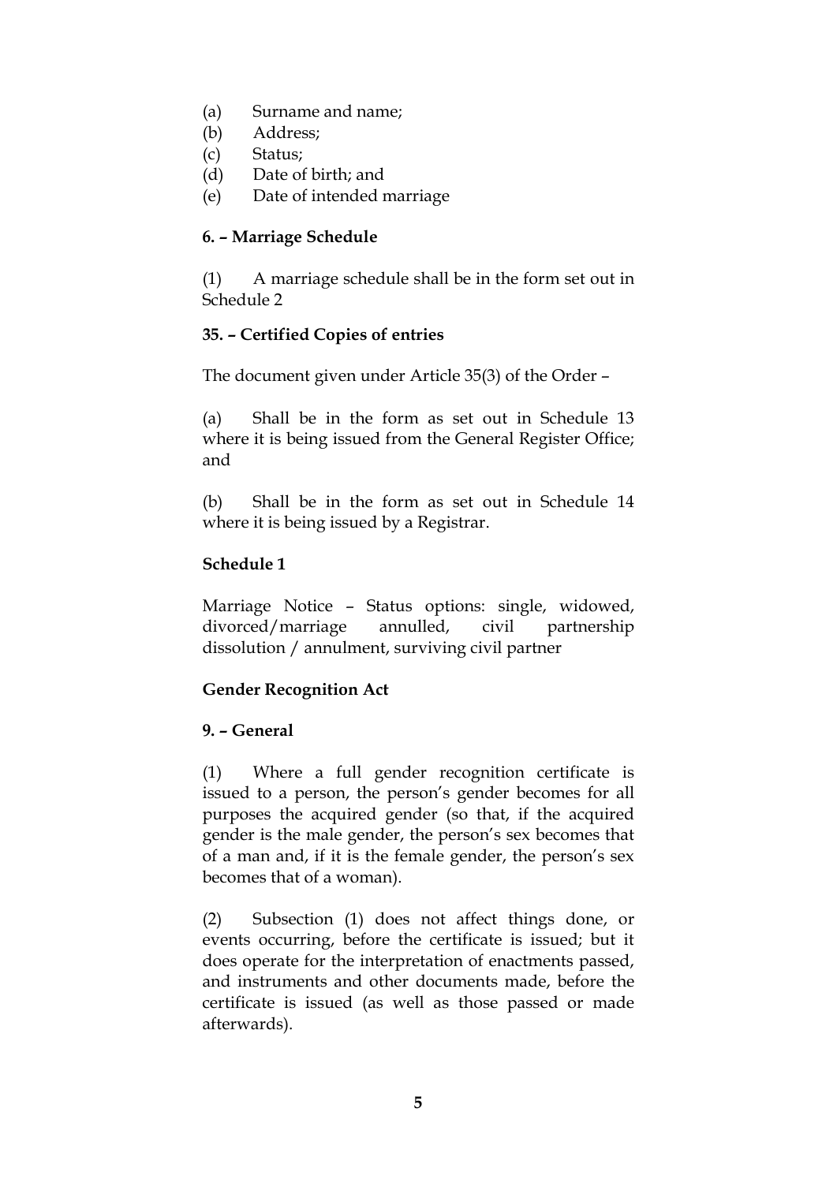(a) Surname and name;
(b) Address;
(c) Status;
(d) Date of birth; and
(e) Date of intended marriage

**6. – Marriage Schedule**

(1) A marriage schedule shall be in the form set out in Schedule 2

**35. – Certified Copies of entries**

The document given under Article 35(3) of the Order –

(a) Shall be in the form as set out in Schedule 13 where it is being issued from the General Register Office; and

(b) Shall be in the form as set out in Schedule 14 where it is being issued by a Registrar.

**Schedule 1**

Marriage Notice – Status options: single, widowed, divorced/marriage annulled, civil partnership dissolution / annulment, surviving civil partner

**Gender Recognition Act**

**9. – General**

(1) Where a full gender recognition certificate is issued to a person, the person's gender becomes for all purposes the acquired gender (so that, if the acquired gender is the male gender, the person's sex becomes that of a man and, if it is the female gender, the person's sex becomes that of a woman).

(2) Subsection (1) does not affect things done, or events occurring, before the certificate is issued; but it does operate for the interpretation of enactments passed, and instruments and other documents made, before the certificate is issued (as well as those passed or made afterwards).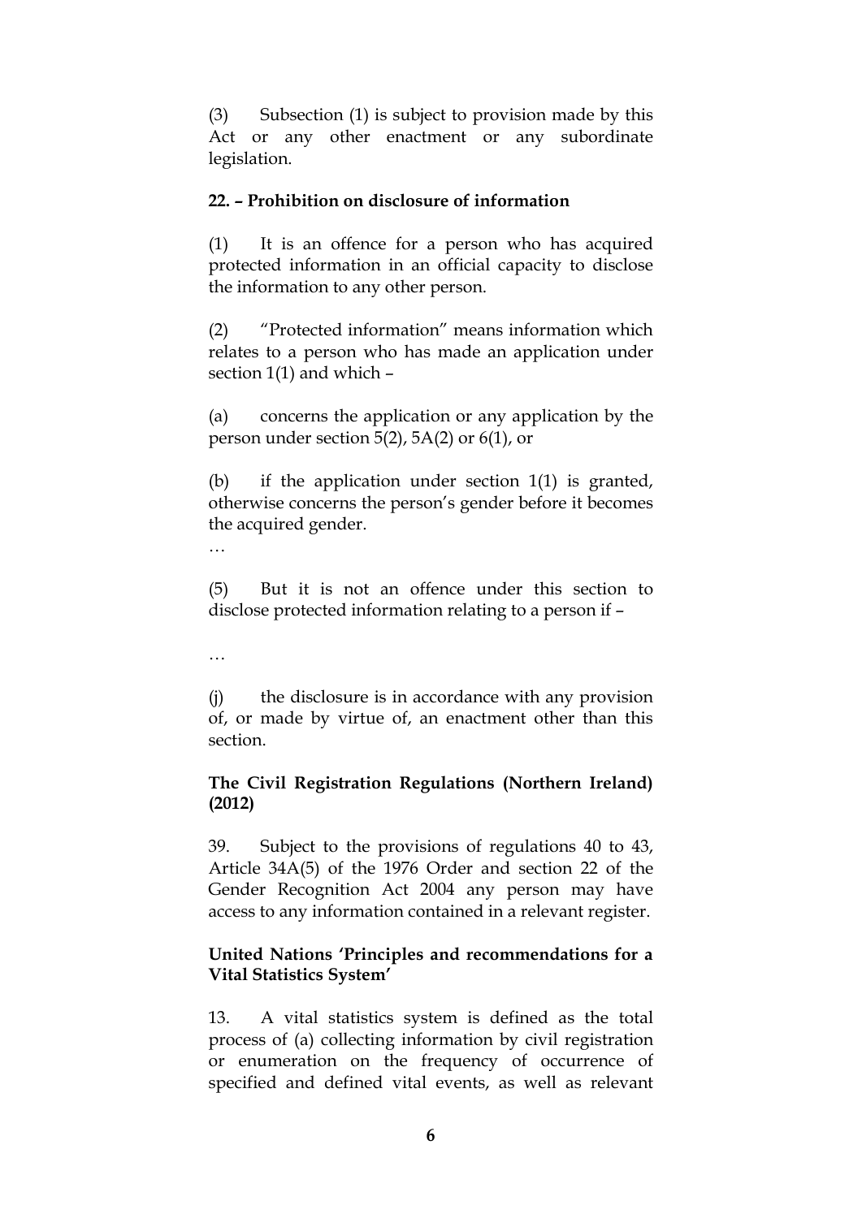(3) Subsection (1) is subject to provision made by this Act or any other enactment or any subordinate legislation.

**22. – Prohibition on disclosure of information**

(1) It is an offence for a person who has acquired protected information in an official capacity to disclose the information to any other person.

(2) "Protected information" means information which relates to a person who has made an application under section 1(1) and which –

(a) concerns the application or any application by the person under section 5(2), 5A(2) or 6(1), or

(b) if the application under section 1(1) is granted, otherwise concerns the person's gender before it becomes the acquired gender.

…

(5) But it is not an offence under this section to disclose protected information relating to a person if –

…

(j) the disclosure is in accordance with any provision of, or made by virtue of, an enactment other than this section.

**The Civil Registration Regulations (Northern Ireland) (2012)**

39. Subject to the provisions of regulations 40 to 43, Article 34A(5) of the 1976 Order and section 22 of the Gender Recognition Act 2004 any person may have access to any information contained in a relevant register.

**United Nations 'Principles and recommendations for a Vital Statistics System'**

13. A vital statistics system is defined as the total process of (a) collecting information by civil registration or enumeration on the frequency of occurrence of specified and defined vital events, as well as relevant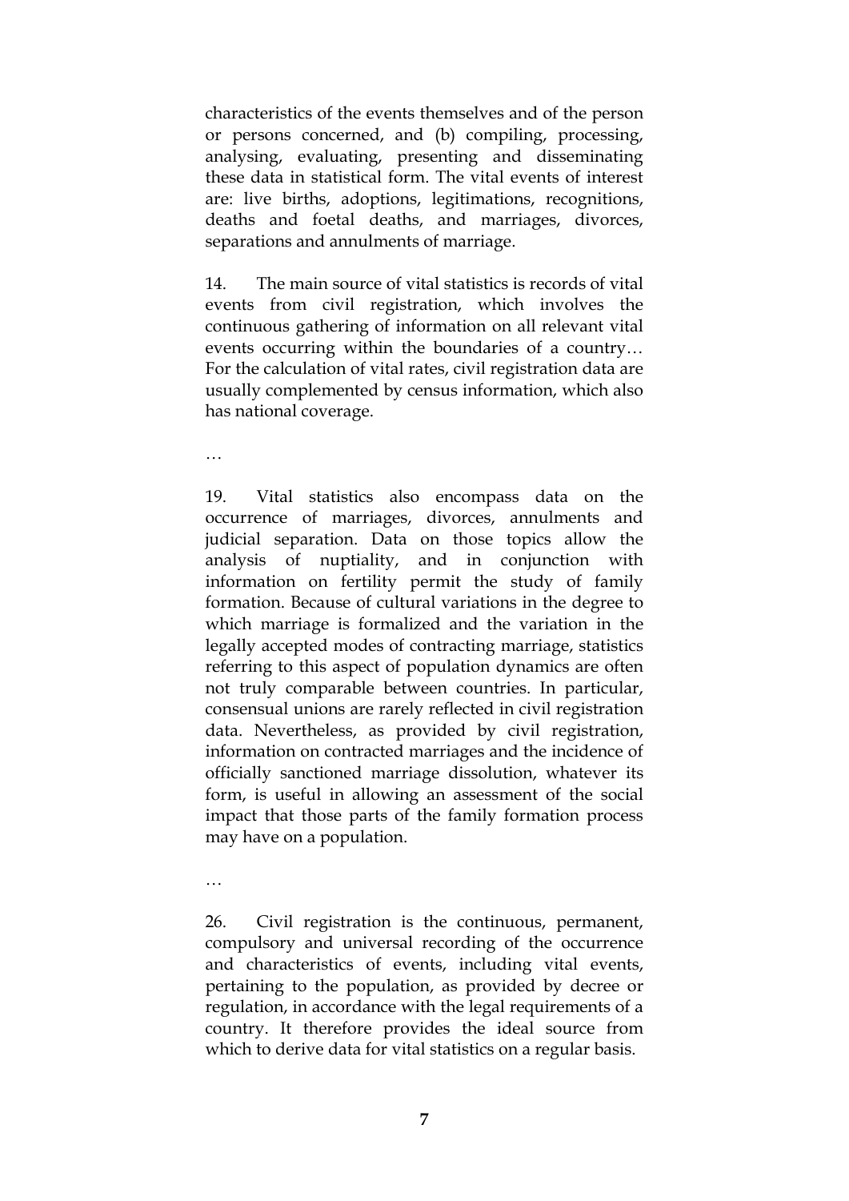characteristics of the events themselves and of the person or persons concerned, and (b) compiling, processing, analysing, evaluating, presenting and disseminating these data in statistical form. The vital events of interest are: live births, adoptions, legitimations, recognitions, deaths and foetal deaths, and marriages, divorces, separations and annulments of marriage.

14. The main source of vital statistics is records of vital events from civil registration, which involves the continuous gathering of information on all relevant vital events occurring within the boundaries of a country… For the calculation of vital rates, civil registration data are usually complemented by census information, which also has national coverage.

…

19. Vital statistics also encompass data on the occurrence of marriages, divorces, annulments and judicial separation. Data on those topics allow the analysis of nuptiality, and in conjunction with information on fertility permit the study of family formation. Because of cultural variations in the degree to which marriage is formalized and the variation in the legally accepted modes of contracting marriage, statistics referring to this aspect of population dynamics are often not truly comparable between countries. In particular, consensual unions are rarely reflected in civil registration data. Nevertheless, as provided by civil registration, information on contracted marriages and the incidence of officially sanctioned marriage dissolution, whatever its form, is useful in allowing an assessment of the social impact that those parts of the family formation process may have on a population.

…

26. Civil registration is the continuous, permanent, compulsory and universal recording of the occurrence and characteristics of events, including vital events, pertaining to the population, as provided by decree or regulation, in accordance with the legal requirements of a country. It therefore provides the ideal source from which to derive data for vital statistics on a regular basis.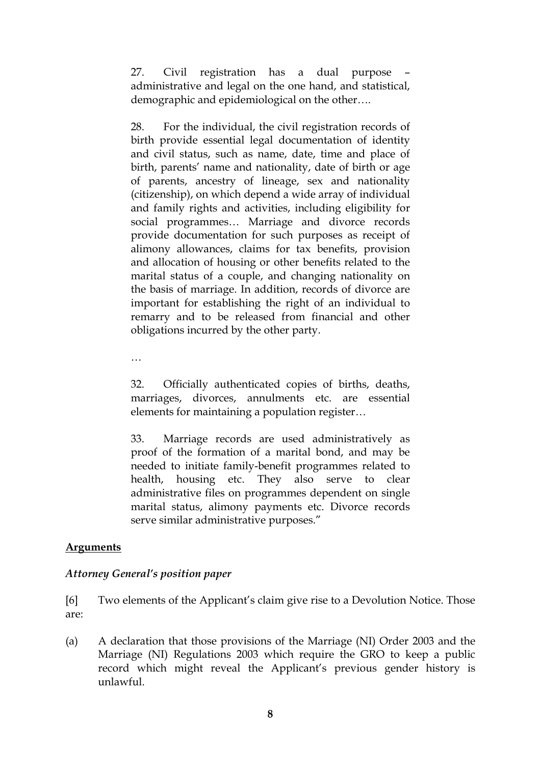> 27. Civil registration has a dual purpose – administrative and legal on the one hand, and statistical, demographic and epidemiological on the other….
>
> 28. For the individual, the civil registration records of birth provide essential legal documentation of identity and civil status, such as name, date, time and place of birth, parents' name and nationality, date of birth or age of parents, ancestry of lineage, sex and nationality (citizenship), on which depend a wide array of individual and family rights and activities, including eligibility for social programmes… Marriage and divorce records provide documentation for such purposes as receipt of alimony allowances, claims for tax benefits, provision and allocation of housing or other benefits related to the marital status of a couple, and changing nationality on the basis of marriage. In addition, records of divorce are important for establishing the right of an individual to remarry and to be released from financial and other obligations incurred by the other party.
>
> …
>
> 32. Officially authenticated copies of births, deaths, marriages, divorces, annulments etc. are essential elements for maintaining a population register…
>
> 33. Marriage records are used administratively as proof of the formation of a marital bond, and may be needed to initiate family-benefit programmes related to health, housing etc. They also serve to clear administrative files on programmes dependent on single marital status, alimony payments etc. Divorce records serve similar administrative purposes."

**Arguments**

***Attorney General's position paper***

[6] Two elements of the Applicant's claim give rise to a Devolution Notice. Those are:

(a) A declaration that those provisions of the Marriage (NI) Order 2003 and the Marriage (NI) Regulations 2003 which require the GRO to keep a public record which might reveal the Applicant's previous gender history is unlawful.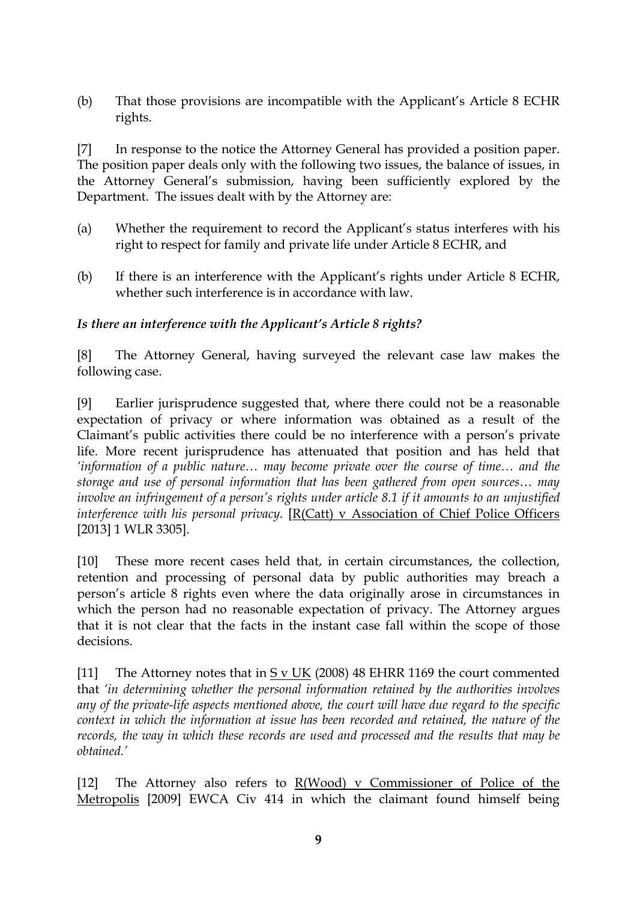(b) That those provisions are incompatible with the Applicant's Article 8 ECHR rights.

[7] In response to the notice the Attorney General has provided a position paper. The position paper deals only with the following two issues, the balance of issues, in the Attorney General's submission, having been sufficiently explored by the Department. The issues dealt with by the Attorney are:

(a) Whether the requirement to record the Applicant's status interferes with his right to respect for family and private life under Article 8 ECHR, and

(b) If there is an interference with the Applicant's rights under Article 8 ECHR, whether such interference is in accordance with law.

***Is there an interference with the Applicant's Article 8 rights?***

[8] The Attorney General, having surveyed the relevant case law makes the following case.

[9] Earlier jurisprudence suggested that, where there could not be a reasonable expectation of privacy or where information was obtained as a result of the Claimant's public activities there could be no interference with a person's private life. More recent jurisprudence has attenuated that position and has held that *'information of a public nature… may become private over the course of time… and the storage and use of personal information that has been gathered from open sources… may involve an infringement of a person's rights under article 8.1 if it amounts to an unjustified interference with his personal privacy.* [R(Catt) v Association of Chief Police Officers [2013] 1 WLR 3305].

[10] These more recent cases held that, in certain circumstances, the collection, retention and processing of personal data by public authorities may breach a person's article 8 rights even where the data originally arose in circumstances in which the person had no reasonable expectation of privacy. The Attorney argues that it is not clear that the facts in the instant case fall within the scope of those decisions.

[11] The Attorney notes that in S v UK (2008) 48 EHRR 1169 the court commented that *'in determining whether the personal information retained by the authorities involves any of the private-life aspects mentioned above, the court will have due regard to the specific context in which the information at issue has been recorded and retained, the nature of the records, the way in which these records are used and processed and the results that may be obtained.'*

[12] The Attorney also refers to R(Wood) v Commissioner of Police of the Metropolis [2009] EWCA Civ 414 in which the claimant found himself being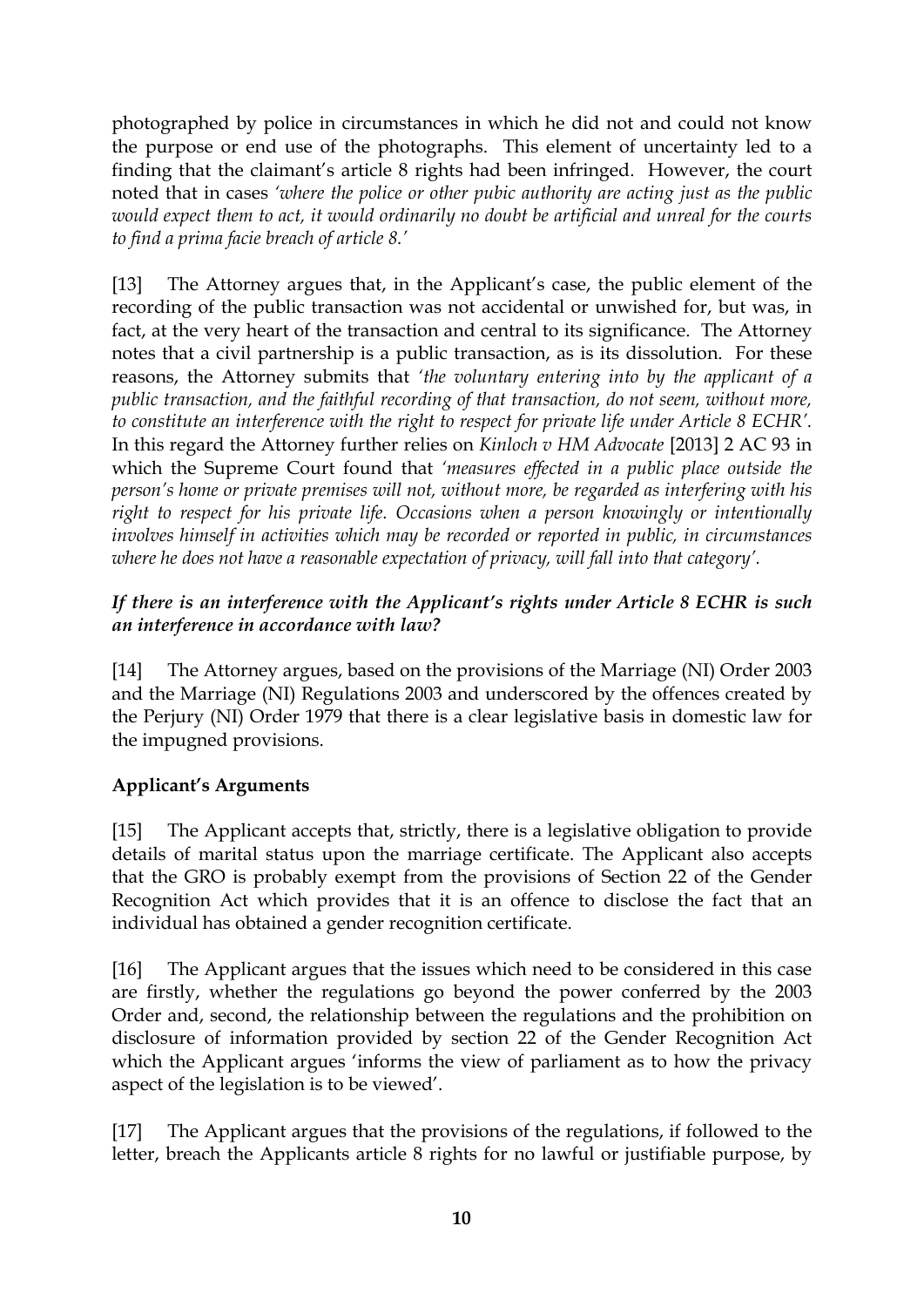photographed by police in circumstances in which he did not and could not know the purpose or end use of the photographs. This element of uncertainty led to a finding that the claimant's article 8 rights had been infringed. However, the court noted that in cases *'where the police or other pubic authority are acting just as the public would expect them to act, it would ordinarily no doubt be artificial and unreal for the courts to find a prima facie breach of article 8.'*

[13] The Attorney argues that, in the Applicant's case, the public element of the recording of the public transaction was not accidental or unwished for, but was, in fact, at the very heart of the transaction and central to its significance. The Attorney notes that a civil partnership is a public transaction, as is its dissolution. For these reasons, the Attorney submits that *'the voluntary entering into by the applicant of a public transaction, and the faithful recording of that transaction, do not seem, without more, to constitute an interference with the right to respect for private life under Article 8 ECHR'.* In this regard the Attorney further relies on *Kinloch v HM Advocate* [2013] 2 AC 93 in which the Supreme Court found that *'measures effected in a public place outside the person's home or private premises will not, without more, be regarded as interfering with his right to respect for his private life. Occasions when a person knowingly or intentionally involves himself in activities which may be recorded or reported in public, in circumstances where he does not have a reasonable expectation of privacy, will fall into that category'.*

***If there is an interference with the Applicant's rights under Article 8 ECHR is such an interference in accordance with law?***

[14] The Attorney argues, based on the provisions of the Marriage (NI) Order 2003 and the Marriage (NI) Regulations 2003 and underscored by the offences created by the Perjury (NI) Order 1979 that there is a clear legislative basis in domestic law for the impugned provisions.

**Applicant's Arguments**

[15] The Applicant accepts that, strictly, there is a legislative obligation to provide details of marital status upon the marriage certificate. The Applicant also accepts that the GRO is probably exempt from the provisions of Section 22 of the Gender Recognition Act which provides that it is an offence to disclose the fact that an individual has obtained a gender recognition certificate.

[16] The Applicant argues that the issues which need to be considered in this case are firstly, whether the regulations go beyond the power conferred by the 2003 Order and, second, the relationship between the regulations and the prohibition on disclosure of information provided by section 22 of the Gender Recognition Act which the Applicant argues 'informs the view of parliament as to how the privacy aspect of the legislation is to be viewed'.

[17] The Applicant argues that the provisions of the regulations, if followed to the letter, breach the Applicants article 8 rights for no lawful or justifiable purpose, by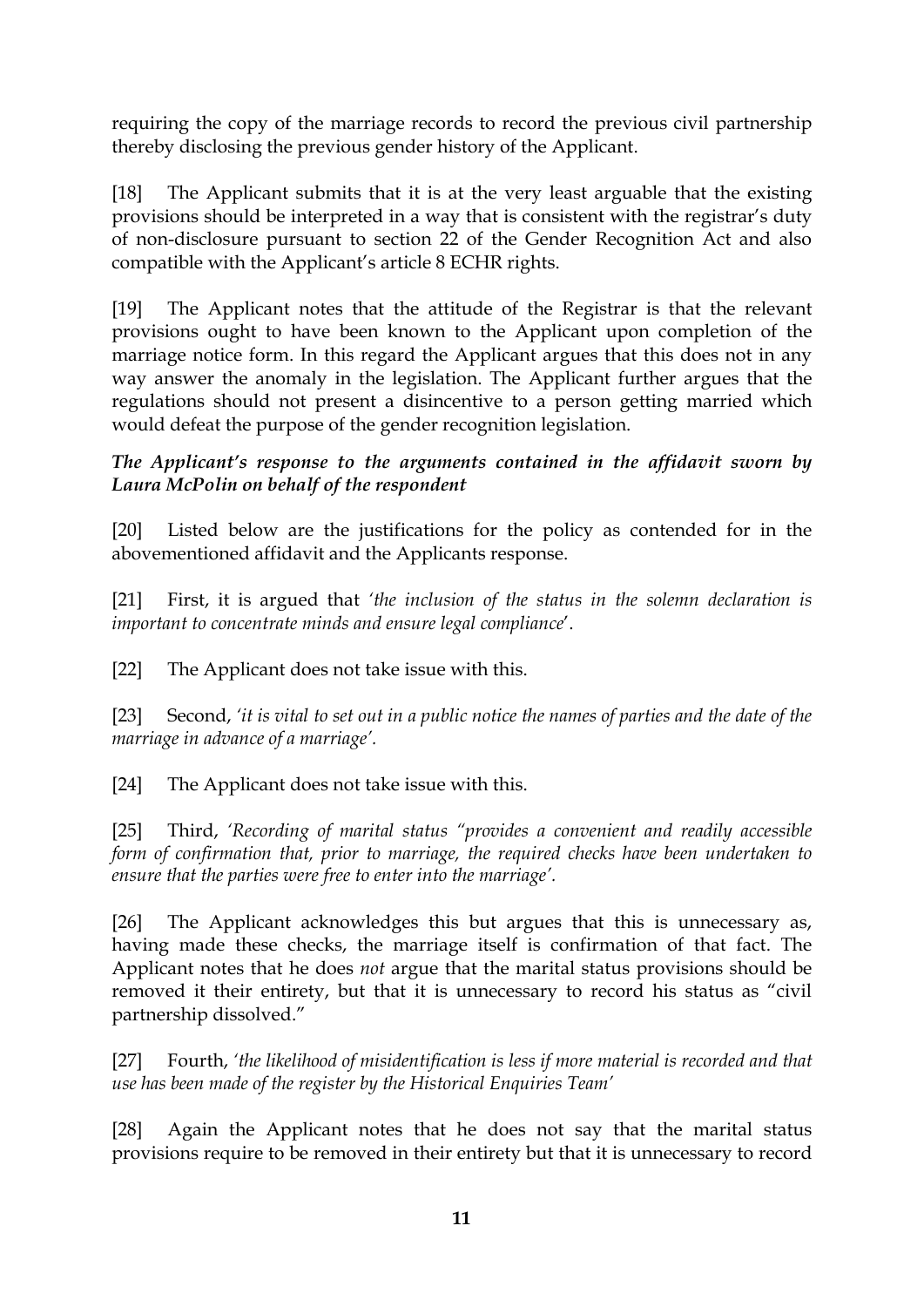requiring the copy of the marriage records to record the previous civil partnership thereby disclosing the previous gender history of the Applicant.

[18] The Applicant submits that it is at the very least arguable that the existing provisions should be interpreted in a way that is consistent with the registrar's duty of non-disclosure pursuant to section 22 of the Gender Recognition Act and also compatible with the Applicant's article 8 ECHR rights.

[19] The Applicant notes that the attitude of the Registrar is that the relevant provisions ought to have been known to the Applicant upon completion of the marriage notice form. In this regard the Applicant argues that this does not in any way answer the anomaly in the legislation. The Applicant further argues that the regulations should not present a disincentive to a person getting married which would defeat the purpose of the gender recognition legislation.

***The Applicant's response to the arguments contained in the affidavit sworn by Laura McPolin on behalf of the respondent***

[20] Listed below are the justifications for the policy as contended for in the abovementioned affidavit and the Applicants response.

[21] First, it is argued that *'the inclusion of the status in the solemn declaration is important to concentrate minds and ensure legal compliance*'.

[22] The Applicant does not take issue with this.

[23] Second, *'it is vital to set out in a public notice the names of parties and the date of the marriage in advance of a marriage'.*

[24] The Applicant does not take issue with this.

[25] Third, *'Recording of marital status "provides a convenient and readily accessible form of confirmation that, prior to marriage, the required checks have been undertaken to ensure that the parties were free to enter into the marriage'.*

[26] The Applicant acknowledges this but argues that this is unnecessary as, having made these checks, the marriage itself is confirmation of that fact. The Applicant notes that he does *not* argue that the marital status provisions should be removed it their entirety, but that it is unnecessary to record his status as "civil partnership dissolved."

[27] Fourth, *'the likelihood of misidentification is less if more material is recorded and that use has been made of the register by the Historical Enquiries Team'*

[28] Again the Applicant notes that he does not say that the marital status provisions require to be removed in their entirety but that it is unnecessary to record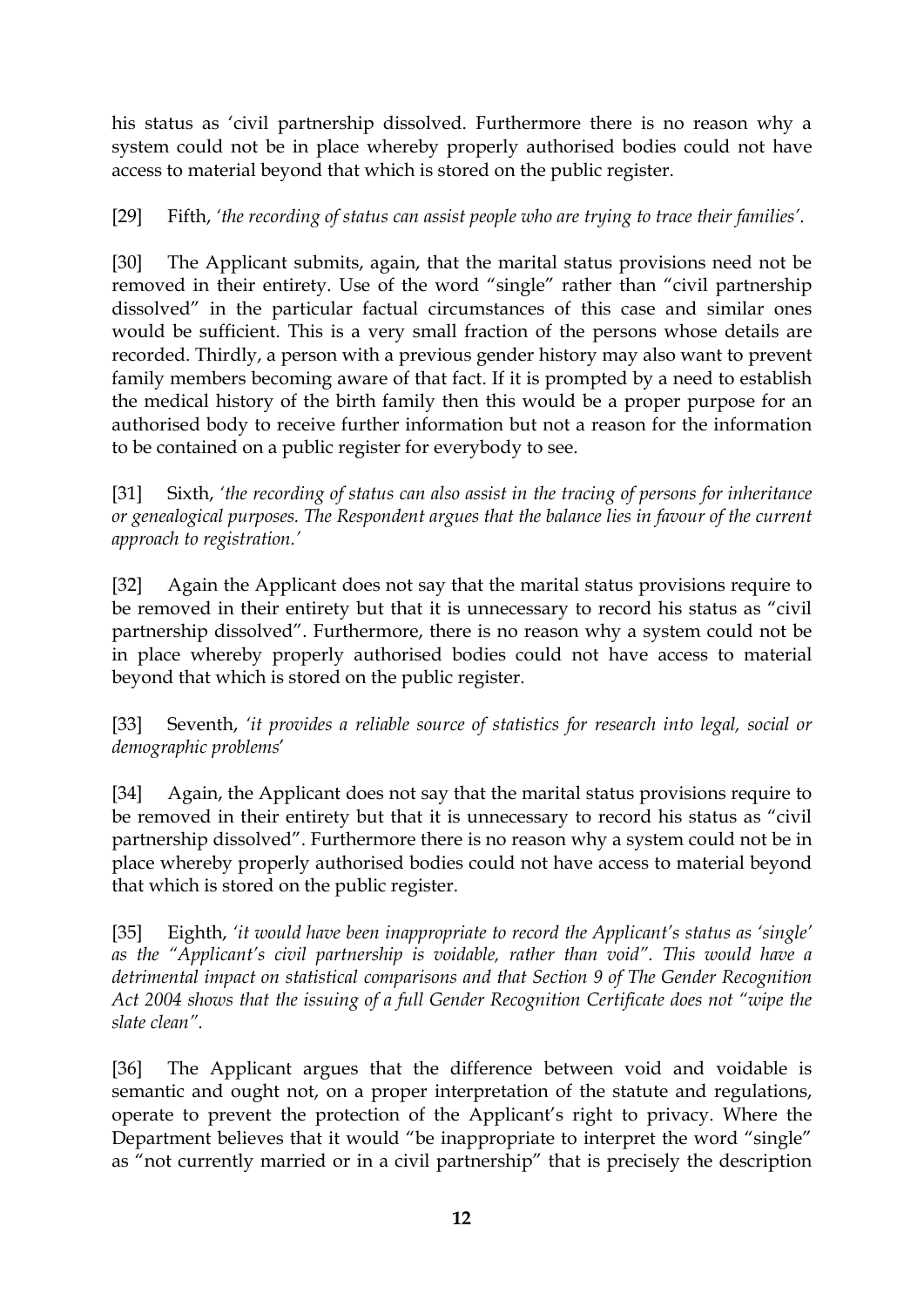his status as 'civil partnership dissolved. Furthermore there is no reason why a system could not be in place whereby properly authorised bodies could not have access to material beyond that which is stored on the public register.

[29] Fifth, *'the recording of status can assist people who are trying to trace their families'.*

[30] The Applicant submits, again, that the marital status provisions need not be removed in their entirety. Use of the word "single" rather than "civil partnership dissolved" in the particular factual circumstances of this case and similar ones would be sufficient. This is a very small fraction of the persons whose details are recorded. Thirdly, a person with a previous gender history may also want to prevent family members becoming aware of that fact. If it is prompted by a need to establish the medical history of the birth family then this would be a proper purpose for an authorised body to receive further information but not a reason for the information to be contained on a public register for everybody to see.

[31] Sixth, *'the recording of status can also assist in the tracing of persons for inheritance or genealogical purposes. The Respondent argues that the balance lies in favour of the current approach to registration.'*

[32] Again the Applicant does not say that the marital status provisions require to be removed in their entirety but that it is unnecessary to record his status as "civil partnership dissolved". Furthermore, there is no reason why a system could not be in place whereby properly authorised bodies could not have access to material beyond that which is stored on the public register.

[33] Seventh, *'it provides a reliable source of statistics for research into legal, social or demographic problems'*

[34] Again, the Applicant does not say that the marital status provisions require to be removed in their entirety but that it is unnecessary to record his status as "civil partnership dissolved". Furthermore there is no reason why a system could not be in place whereby properly authorised bodies could not have access to material beyond that which is stored on the public register.

[35] Eighth, *'it would have been inappropriate to record the Applicant's status as 'single' as the "Applicant's civil partnership is voidable, rather than void". This would have a detrimental impact on statistical comparisons and that Section 9 of The Gender Recognition Act 2004 shows that the issuing of a full Gender Recognition Certificate does not "wipe the slate clean".*

[36] The Applicant argues that the difference between void and voidable is semantic and ought not, on a proper interpretation of the statute and regulations, operate to prevent the protection of the Applicant's right to privacy. Where the Department believes that it would "be inappropriate to interpret the word "single" as "not currently married or in a civil partnership" that is precisely the description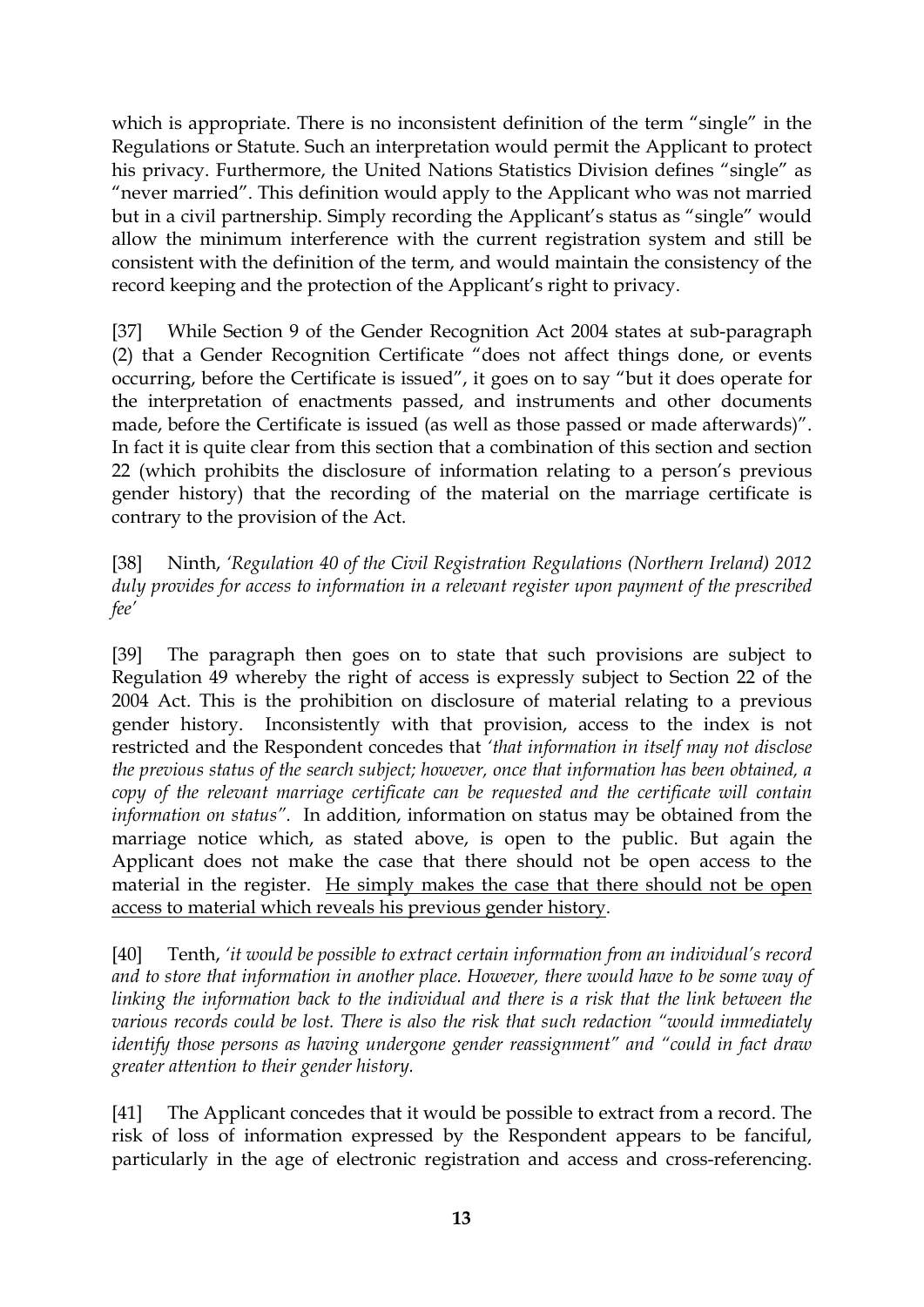which is appropriate. There is no inconsistent definition of the term "single" in the Regulations or Statute. Such an interpretation would permit the Applicant to protect his privacy. Furthermore, the United Nations Statistics Division defines "single" as "never married". This definition would apply to the Applicant who was not married but in a civil partnership. Simply recording the Applicant's status as "single" would allow the minimum interference with the current registration system and still be consistent with the definition of the term, and would maintain the consistency of the record keeping and the protection of the Applicant's right to privacy.

[37] While Section 9 of the Gender Recognition Act 2004 states at sub-paragraph (2) that a Gender Recognition Certificate "does not affect things done, or events occurring, before the Certificate is issued", it goes on to say "but it does operate for the interpretation of enactments passed, and instruments and other documents made, before the Certificate is issued (as well as those passed or made afterwards)". In fact it is quite clear from this section that a combination of this section and section 22 (which prohibits the disclosure of information relating to a person's previous gender history) that the recording of the material on the marriage certificate is contrary to the provision of the Act.

[38] Ninth, *'Regulation 40 of the Civil Registration Regulations (Northern Ireland) 2012 duly provides for access to information in a relevant register upon payment of the prescribed fee'*

[39] The paragraph then goes on to state that such provisions are subject to Regulation 49 whereby the right of access is expressly subject to Section 22 of the 2004 Act. This is the prohibition on disclosure of material relating to a previous gender history. Inconsistently with that provision, access to the index is not restricted and the Respondent concedes that *'that information in itself may not disclose the previous status of the search subject; however, once that information has been obtained, a copy of the relevant marriage certificate can be requested and the certificate will contain information on status".* In addition, information on status may be obtained from the marriage notice which, as stated above, is open to the public. But again the Applicant does not make the case that there should not be open access to the material in the register. <u>He simply makes the case that there should not be open access to material which reveals his previous gender history</u>.

[40] Tenth, *'it would be possible to extract certain information from an individual's record and to store that information in another place. However, there would have to be some way of linking the information back to the individual and there is a risk that the link between the various records could be lost. There is also the risk that such redaction "would immediately identify those persons as having undergone gender reassignment" and "could in fact draw greater attention to their gender history.*

[41] The Applicant concedes that it would be possible to extract from a record. The risk of loss of information expressed by the Respondent appears to be fanciful, particularly in the age of electronic registration and access and cross-referencing.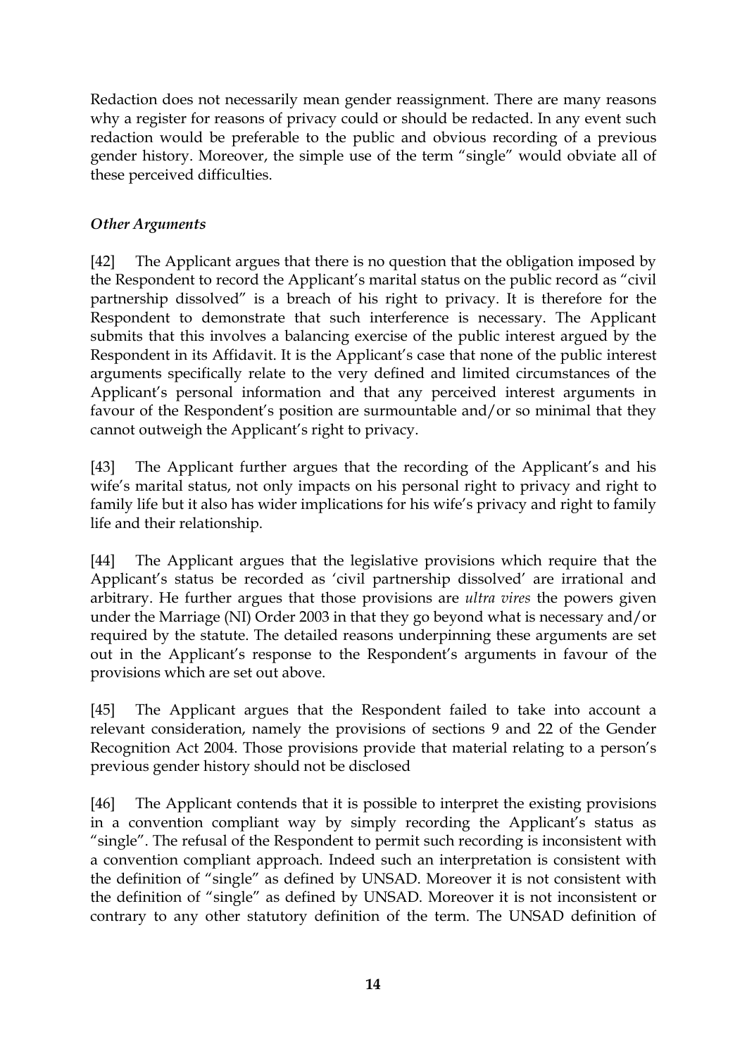Redaction does not necessarily mean gender reassignment. There are many reasons why a register for reasons of privacy could or should be redacted. In any event such redaction would be preferable to the public and obvious recording of a previous gender history. Moreover, the simple use of the term "single" would obviate all of these perceived difficulties.

### *Other Arguments*

[42] The Applicant argues that there is no question that the obligation imposed by the Respondent to record the Applicant's marital status on the public record as "civil partnership dissolved" is a breach of his right to privacy. It is therefore for the Respondent to demonstrate that such interference is necessary. The Applicant submits that this involves a balancing exercise of the public interest argued by the Respondent in its Affidavit. It is the Applicant's case that none of the public interest arguments specifically relate to the very defined and limited circumstances of the Applicant's personal information and that any perceived interest arguments in favour of the Respondent's position are surmountable and/or so minimal that they cannot outweigh the Applicant's right to privacy.

[43] The Applicant further argues that the recording of the Applicant's and his wife's marital status, not only impacts on his personal right to privacy and right to family life but it also has wider implications for his wife's privacy and right to family life and their relationship.

[44] The Applicant argues that the legislative provisions which require that the Applicant's status be recorded as 'civil partnership dissolved' are irrational and arbitrary. He further argues that those provisions are *ultra vires* the powers given under the Marriage (NI) Order 2003 in that they go beyond what is necessary and/or required by the statute. The detailed reasons underpinning these arguments are set out in the Applicant's response to the Respondent's arguments in favour of the provisions which are set out above.

[45] The Applicant argues that the Respondent failed to take into account a relevant consideration, namely the provisions of sections 9 and 22 of the Gender Recognition Act 2004. Those provisions provide that material relating to a person's previous gender history should not be disclosed

[46] The Applicant contends that it is possible to interpret the existing provisions in a convention compliant way by simply recording the Applicant's status as "single". The refusal of the Respondent to permit such recording is inconsistent with a convention compliant approach. Indeed such an interpretation is consistent with the definition of "single" as defined by UNSAD. Moreover it is not consistent with the definition of "single" as defined by UNSAD. Moreover it is not inconsistent or contrary to any other statutory definition of the term. The UNSAD definition of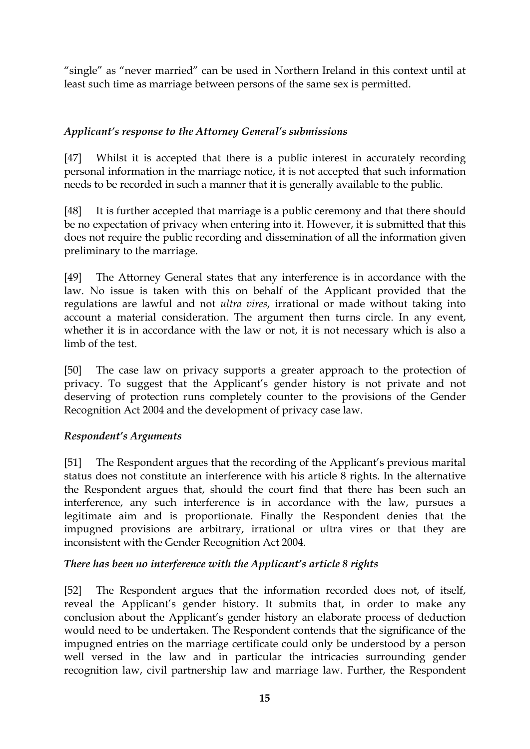"single" as "never married" can be used in Northern Ireland in this context until at least such time as marriage between persons of the same sex is permitted.

### *Applicant's response to the Attorney General's submissions*

[47] Whilst it is accepted that there is a public interest in accurately recording personal information in the marriage notice, it is not accepted that such information needs to be recorded in such a manner that it is generally available to the public.

[48] It is further accepted that marriage is a public ceremony and that there should be no expectation of privacy when entering into it. However, it is submitted that this does not require the public recording and dissemination of all the information given preliminary to the marriage.

[49] The Attorney General states that any interference is in accordance with the law. No issue is taken with this on behalf of the Applicant provided that the regulations are lawful and not *ultra vires*, irrational or made without taking into account a material consideration. The argument then turns circle. In any event, whether it is in accordance with the law or not, it is not necessary which is also a limb of the test.

[50] The case law on privacy supports a greater approach to the protection of privacy. To suggest that the Applicant's gender history is not private and not deserving of protection runs completely counter to the provisions of the Gender Recognition Act 2004 and the development of privacy case law.

### *Respondent's Arguments*

[51] The Respondent argues that the recording of the Applicant's previous marital status does not constitute an interference with his article 8 rights. In the alternative the Respondent argues that, should the court find that there has been such an interference, any such interference is in accordance with the law, pursues a legitimate aim and is proportionate. Finally the Respondent denies that the impugned provisions are arbitrary, irrational or ultra vires or that they are inconsistent with the Gender Recognition Act 2004.

### *There has been no interference with the Applicant's article 8 rights*

[52] The Respondent argues that the information recorded does not, of itself, reveal the Applicant's gender history. It submits that, in order to make any conclusion about the Applicant's gender history an elaborate process of deduction would need to be undertaken. The Respondent contends that the significance of the impugned entries on the marriage certificate could only be understood by a person well versed in the law and in particular the intricacies surrounding gender recognition law, civil partnership law and marriage law. Further, the Respondent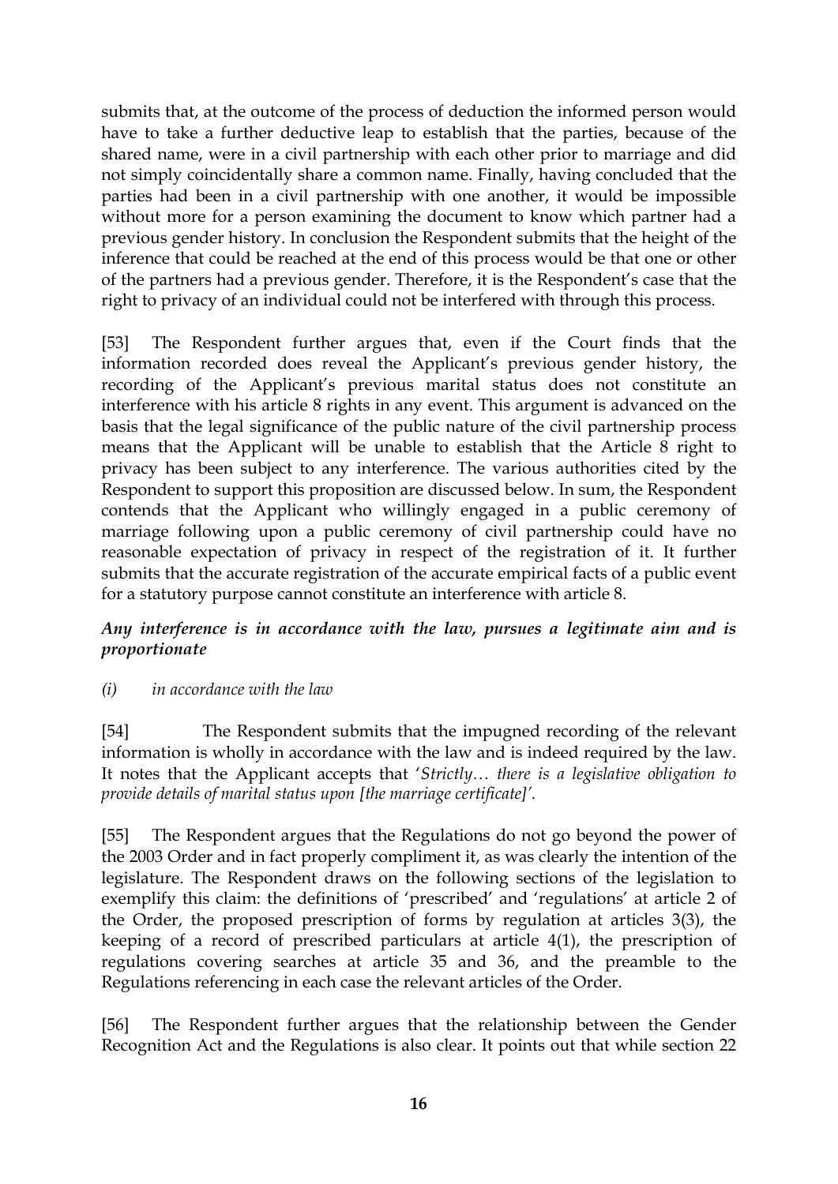submits that, at the outcome of the process of deduction the informed person would have to take a further deductive leap to establish that the parties, because of the shared name, were in a civil partnership with each other prior to marriage and did not simply coincidentally share a common name. Finally, having concluded that the parties had been in a civil partnership with one another, it would be impossible without more for a person examining the document to know which partner had a previous gender history. In conclusion the Respondent submits that the height of the inference that could be reached at the end of this process would be that one or other of the partners had a previous gender. Therefore, it is the Respondent's case that the right to privacy of an individual could not be interfered with through this process.

[53] The Respondent further argues that, even if the Court finds that the information recorded does reveal the Applicant's previous gender history, the recording of the Applicant's previous marital status does not constitute an interference with his article 8 rights in any event. This argument is advanced on the basis that the legal significance of the public nature of the civil partnership process means that the Applicant will be unable to establish that the Article 8 right to privacy has been subject to any interference. The various authorities cited by the Respondent to support this proposition are discussed below. In sum, the Respondent contends that the Applicant who willingly engaged in a public ceremony of marriage following upon a public ceremony of civil partnership could have no reasonable expectation of privacy in respect of the registration of it. It further submits that the accurate registration of the accurate empirical facts of a public event for a statutory purpose cannot constitute an interference with article 8.

### *Any interference is in accordance with the law, pursues a legitimate aim and is proportionate*

*(i) in accordance with the law*

[54] The Respondent submits that the impugned recording of the relevant information is wholly in accordance with the law and is indeed required by the law. It notes that the Applicant accepts that '*Strictly… there is a legislative obligation to provide details of marital status upon [the marriage certificate]'*.

[55] The Respondent argues that the Regulations do not go beyond the power of the 2003 Order and in fact properly compliment it, as was clearly the intention of the legislature. The Respondent draws on the following sections of the legislation to exemplify this claim: the definitions of 'prescribed' and 'regulations' at article 2 of the Order, the proposed prescription of forms by regulation at articles 3(3), the keeping of a record of prescribed particulars at article 4(1), the prescription of regulations covering searches at article 35 and 36, and the preamble to the Regulations referencing in each case the relevant articles of the Order.

[56] The Respondent further argues that the relationship between the Gender Recognition Act and the Regulations is also clear. It points out that while section 22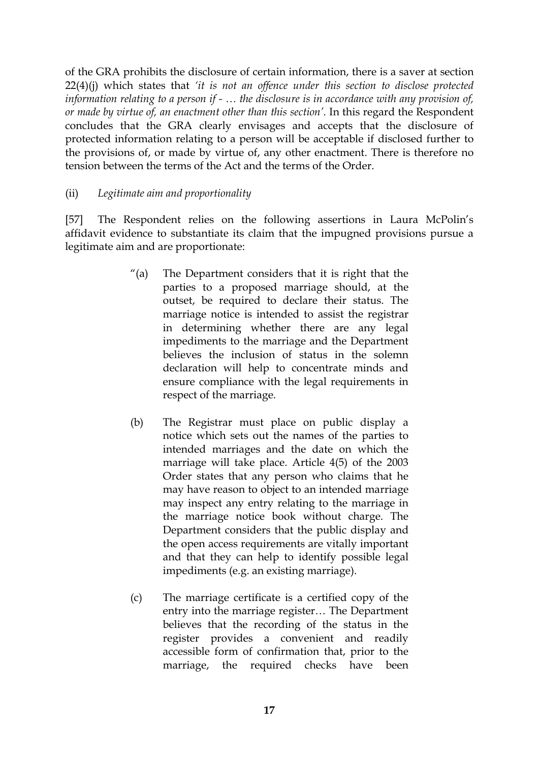of the GRA prohibits the disclosure of certain information, there is a saver at section 22(4)(j) which states that *'it is not an offence under this section to disclose protected information relating to a person if - … the disclosure is in accordance with any provision of, or made by virtue of, an enactment other than this section'.* In this regard the Respondent concludes that the GRA clearly envisages and accepts that the disclosure of protected information relating to a person will be acceptable if disclosed further to the provisions of, or made by virtue of, any other enactment. There is therefore no tension between the terms of the Act and the terms of the Order.

(ii) *Legitimate aim and proportionality*

[57] The Respondent relies on the following assertions in Laura McPolin's affidavit evidence to substantiate its claim that the impugned provisions pursue a legitimate aim and are proportionate:

> "(a) The Department considers that it is right that the parties to a proposed marriage should, at the outset, be required to declare their status. The marriage notice is intended to assist the registrar in determining whether there are any legal impediments to the marriage and the Department believes the inclusion of status in the solemn declaration will help to concentrate minds and ensure compliance with the legal requirements in respect of the marriage.
>
> (b) The Registrar must place on public display a notice which sets out the names of the parties to intended marriages and the date on which the marriage will take place. Article 4(5) of the 2003 Order states that any person who claims that he may have reason to object to an intended marriage may inspect any entry relating to the marriage in the marriage notice book without charge. The Department considers that the public display and the open access requirements are vitally important and that they can help to identify possible legal impediments (e.g. an existing marriage).
>
> (c) The marriage certificate is a certified copy of the entry into the marriage register… The Department believes that the recording of the status in the register provides a convenient and readily accessible form of confirmation that, prior to the marriage, the required checks have been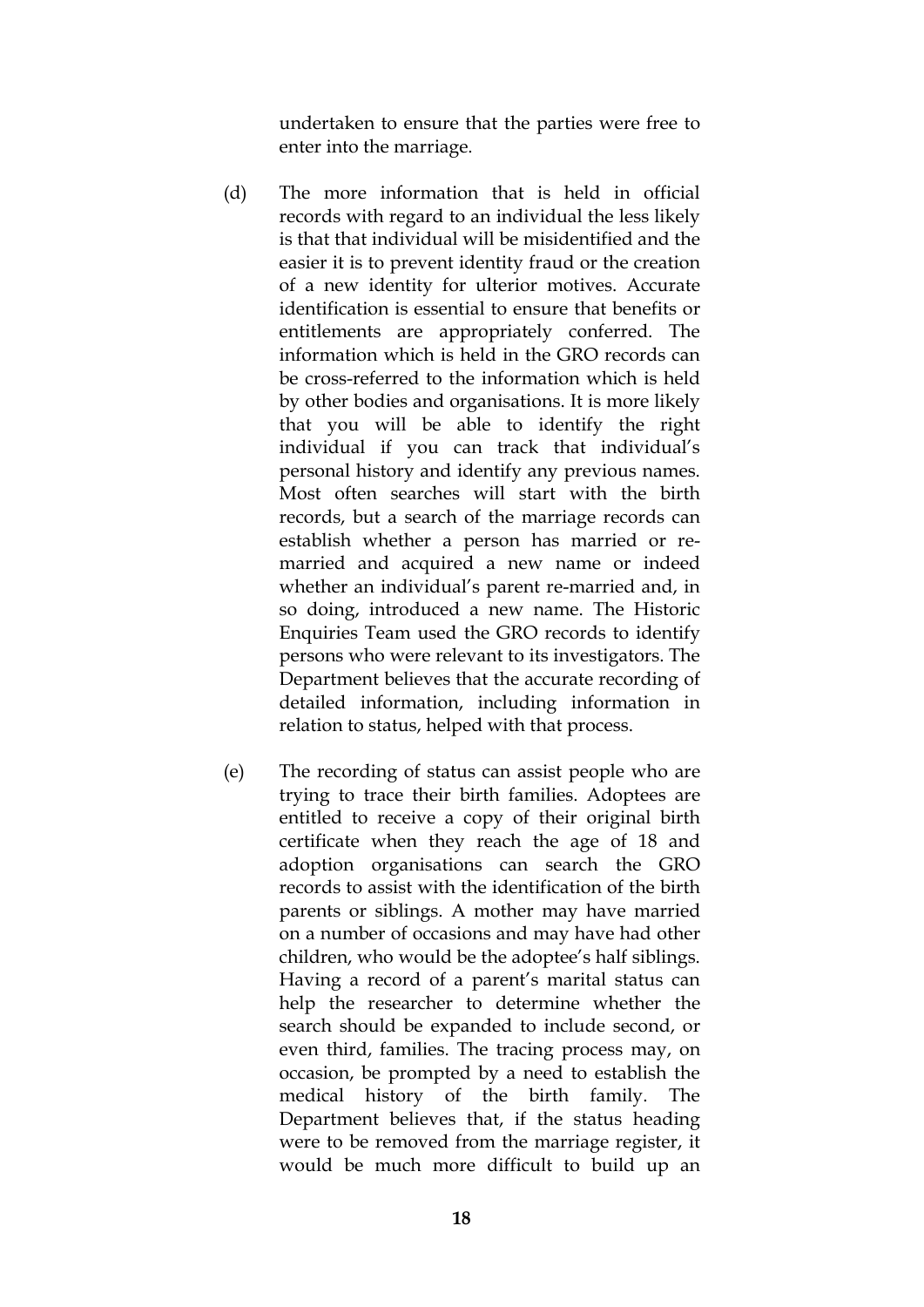undertaken to ensure that the parties were free to enter into the marriage.

(d) The more information that is held in official records with regard to an individual the less likely is that that individual will be misidentified and the easier it is to prevent identity fraud or the creation of a new identity for ulterior motives. Accurate identification is essential to ensure that benefits or entitlements are appropriately conferred. The information which is held in the GRO records can be cross-referred to the information which is held by other bodies and organisations. It is more likely that you will be able to identify the right individual if you can track that individual's personal history and identify any previous names. Most often searches will start with the birth records, but a search of the marriage records can establish whether a person has married or re-married and acquired a new name or indeed whether an individual's parent re-married and, in so doing, introduced a new name. The Historic Enquiries Team used the GRO records to identify persons who were relevant to its investigators. The Department believes that the accurate recording of detailed information, including information in relation to status, helped with that process.

(e) The recording of status can assist people who are trying to trace their birth families. Adoptees are entitled to receive a copy of their original birth certificate when they reach the age of 18 and adoption organisations can search the GRO records to assist with the identification of the birth parents or siblings. A mother may have married on a number of occasions and may have had other children, who would be the adoptee's half siblings. Having a record of a parent's marital status can help the researcher to determine whether the search should be expanded to include second, or even third, families. The tracing process may, on occasion, be prompted by a need to establish the medical history of the birth family. The Department believes that, if the status heading were to be removed from the marriage register, it would be much more difficult to build up an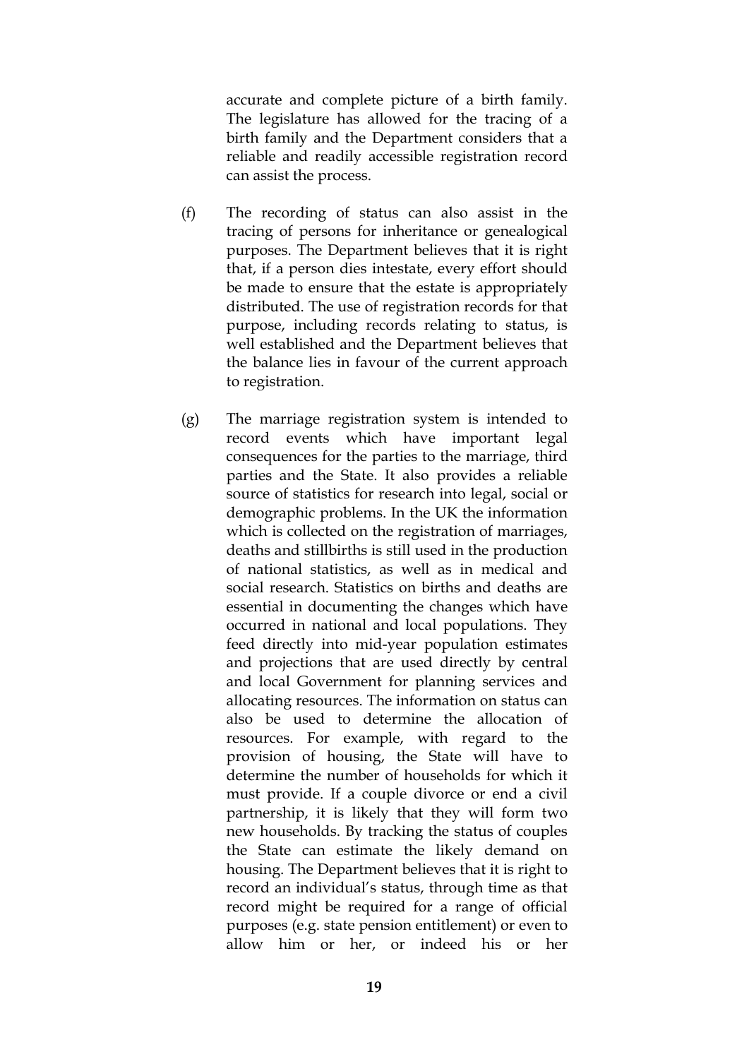accurate and complete picture of a birth family. The legislature has allowed for the tracing of a birth family and the Department considers that a reliable and readily accessible registration record can assist the process.

(f) The recording of status can also assist in the tracing of persons for inheritance or genealogical purposes. The Department believes that it is right that, if a person dies intestate, every effort should be made to ensure that the estate is appropriately distributed. The use of registration records for that purpose, including records relating to status, is well established and the Department believes that the balance lies in favour of the current approach to registration.

(g) The marriage registration system is intended to record events which have important legal consequences for the parties to the marriage, third parties and the State. It also provides a reliable source of statistics for research into legal, social or demographic problems. In the UK the information which is collected on the registration of marriages, deaths and stillbirths is still used in the production of national statistics, as well as in medical and social research. Statistics on births and deaths are essential in documenting the changes which have occurred in national and local populations. They feed directly into mid-year population estimates and projections that are used directly by central and local Government for planning services and allocating resources. The information on status can also be used to determine the allocation of resources. For example, with regard to the provision of housing, the State will have to determine the number of households for which it must provide. If a couple divorce or end a civil partnership, it is likely that they will form two new households. By tracking the status of couples the State can estimate the likely demand on housing. The Department believes that it is right to record an individual's status, through time as that record might be required for a range of official purposes (e.g. state pension entitlement) or even to allow him or her, or indeed his or her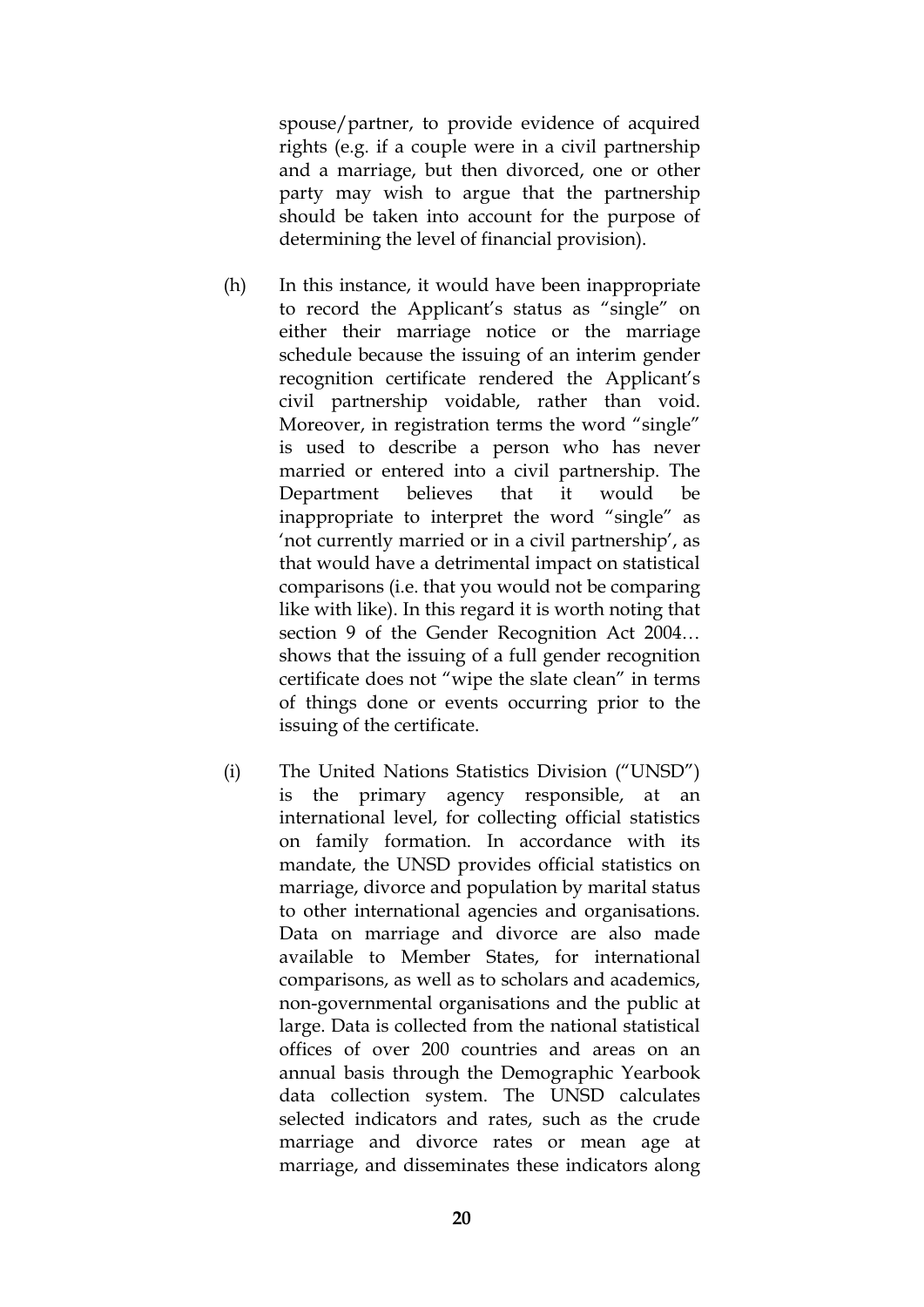spouse/partner, to provide evidence of acquired rights (e.g. if a couple were in a civil partnership and a marriage, but then divorced, one or other party may wish to argue that the partnership should be taken into account for the purpose of determining the level of financial provision).

(h) In this instance, it would have been inappropriate to record the Applicant's status as "single" on either their marriage notice or the marriage schedule because the issuing of an interim gender recognition certificate rendered the Applicant's civil partnership voidable, rather than void. Moreover, in registration terms the word "single" is used to describe a person who has never married or entered into a civil partnership. The Department believes that it would be inappropriate to interpret the word "single" as 'not currently married or in a civil partnership', as that would have a detrimental impact on statistical comparisons (i.e. that you would not be comparing like with like). In this regard it is worth noting that section 9 of the Gender Recognition Act 2004… shows that the issuing of a full gender recognition certificate does not "wipe the slate clean" in terms of things done or events occurring prior to the issuing of the certificate.

(i) The United Nations Statistics Division ("UNSD") is the primary agency responsible, at an international level, for collecting official statistics on family formation. In accordance with its mandate, the UNSD provides official statistics on marriage, divorce and population by marital status to other international agencies and organisations. Data on marriage and divorce are also made available to Member States, for international comparisons, as well as to scholars and academics, non-governmental organisations and the public at large. Data is collected from the national statistical offices of over 200 countries and areas on an annual basis through the Demographic Yearbook data collection system. The UNSD calculates selected indicators and rates, such as the crude marriage and divorce rates or mean age at marriage, and disseminates these indicators along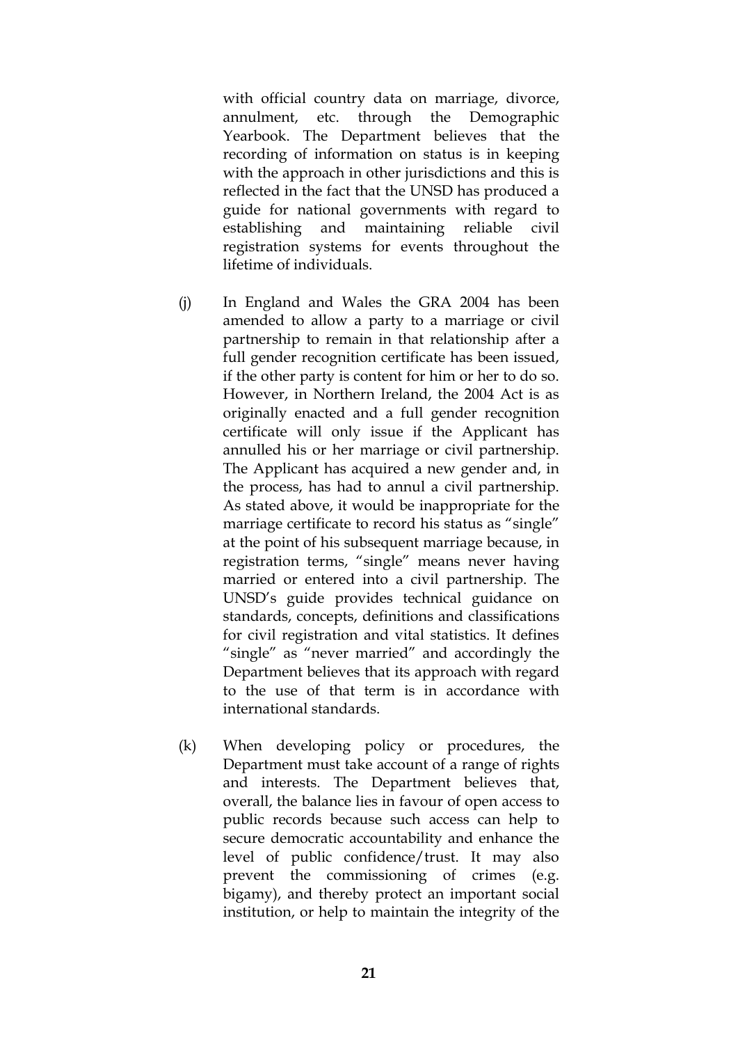with official country data on marriage, divorce, annulment, etc. through the Demographic Yearbook. The Department believes that the recording of information on status is in keeping with the approach in other jurisdictions and this is reflected in the fact that the UNSD has produced a guide for national governments with regard to establishing and maintaining reliable civil registration systems for events throughout the lifetime of individuals.

(j) In England and Wales the GRA 2004 has been amended to allow a party to a marriage or civil partnership to remain in that relationship after a full gender recognition certificate has been issued, if the other party is content for him or her to do so. However, in Northern Ireland, the 2004 Act is as originally enacted and a full gender recognition certificate will only issue if the Applicant has annulled his or her marriage or civil partnership. The Applicant has acquired a new gender and, in the process, has had to annul a civil partnership. As stated above, it would be inappropriate for the marriage certificate to record his status as "single" at the point of his subsequent marriage because, in registration terms, "single" means never having married or entered into a civil partnership. The UNSD's guide provides technical guidance on standards, concepts, definitions and classifications for civil registration and vital statistics. It defines "single" as "never married" and accordingly the Department believes that its approach with regard to the use of that term is in accordance with international standards.

(k) When developing policy or procedures, the Department must take account of a range of rights and interests. The Department believes that, overall, the balance lies in favour of open access to public records because such access can help to secure democratic accountability and enhance the level of public confidence/trust. It may also prevent the commissioning of crimes (e.g. bigamy), and thereby protect an important social institution, or help to maintain the integrity of the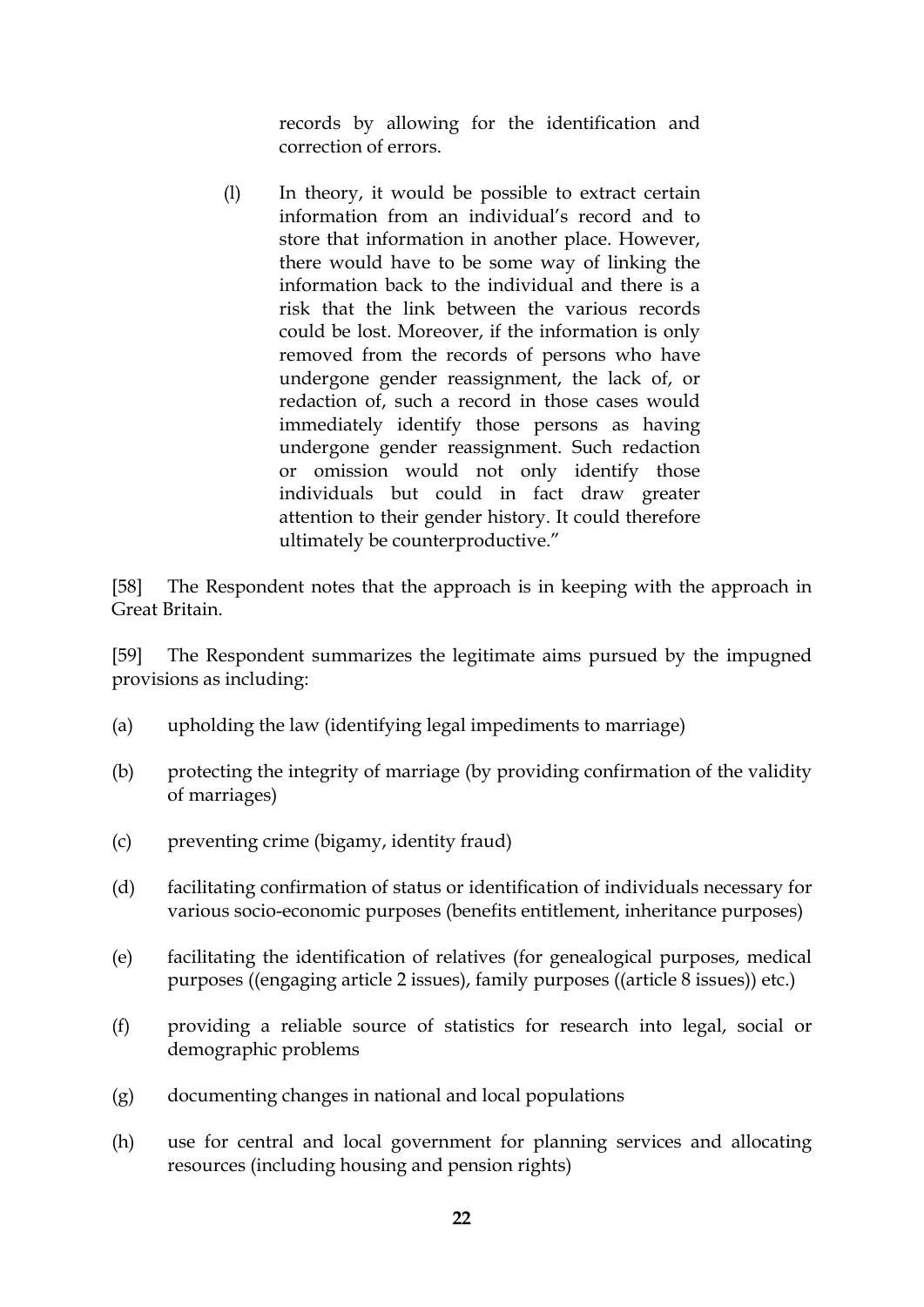> records by allowing for the identification and correction of errors.
>
> (l) In theory, it would be possible to extract certain information from an individual's record and to store that information in another place. However, there would have to be some way of linking the information back to the individual and there is a risk that the link between the various records could be lost. Moreover, if the information is only removed from the records of persons who have undergone gender reassignment, the lack of, or redaction of, such a record in those cases would immediately identify those persons as having undergone gender reassignment. Such redaction or omission would not only identify those individuals but could in fact draw greater attention to their gender history. It could therefore ultimately be counterproductive."

[58] The Respondent notes that the approach is in keeping with the approach in Great Britain.

[59] The Respondent summarizes the legitimate aims pursued by the impugned provisions as including:

(a) upholding the law (identifying legal impediments to marriage)

(b) protecting the integrity of marriage (by providing confirmation of the validity of marriages)

(c) preventing crime (bigamy, identity fraud)

(d) facilitating confirmation of status or identification of individuals necessary for various socio-economic purposes (benefits entitlement, inheritance purposes)

(e) facilitating the identification of relatives (for genealogical purposes, medical purposes ((engaging article 2 issues), family purposes ((article 8 issues)) etc.)

(f) providing a reliable source of statistics for research into legal, social or demographic problems

(g) documenting changes in national and local populations

(h) use for central and local government for planning services and allocating resources (including housing and pension rights)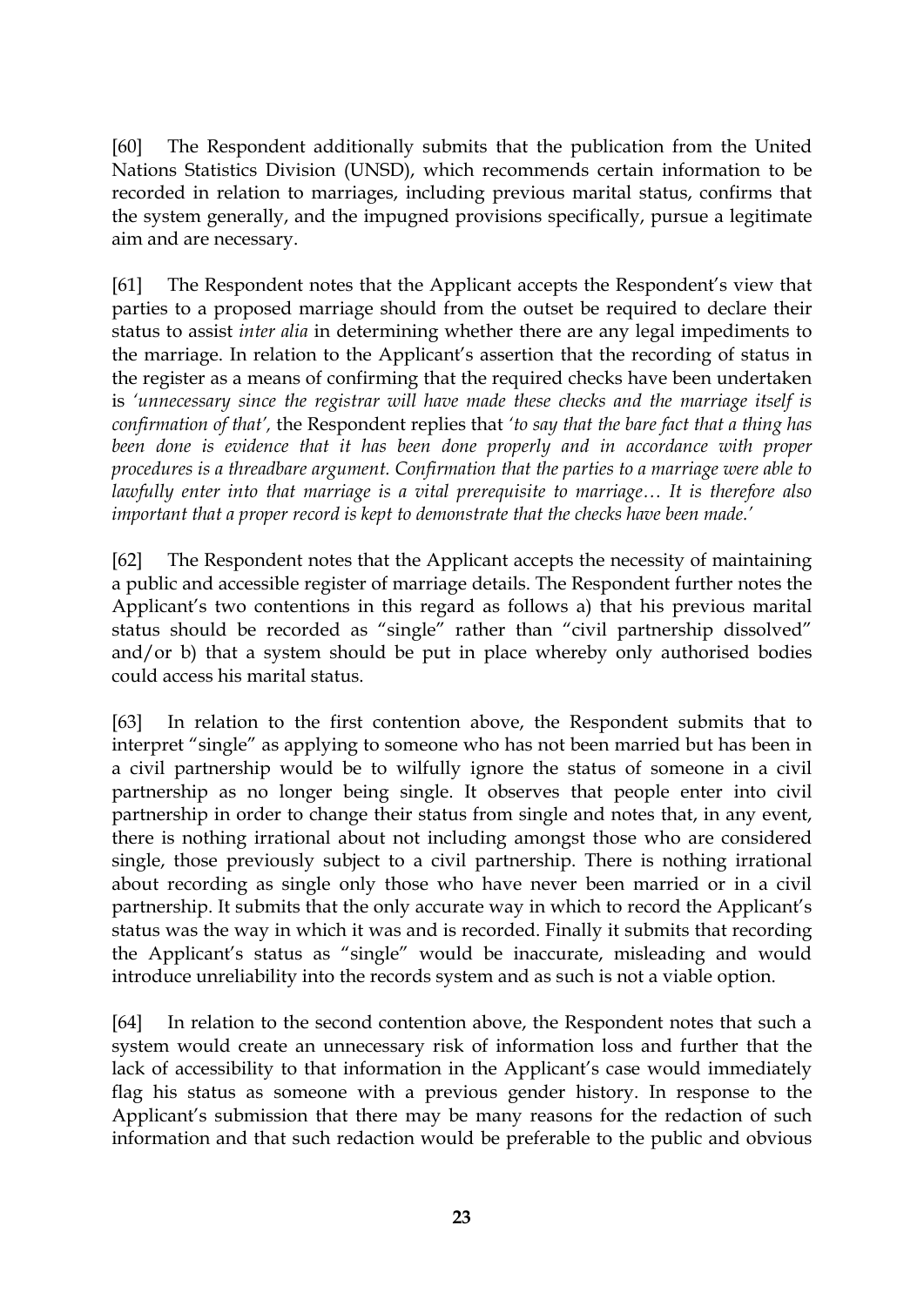[60] The Respondent additionally submits that the publication from the United Nations Statistics Division (UNSD), which recommends certain information to be recorded in relation to marriages, including previous marital status, confirms that the system generally, and the impugned provisions specifically, pursue a legitimate aim and are necessary.

[61] The Respondent notes that the Applicant accepts the Respondent's view that parties to a proposed marriage should from the outset be required to declare their status to assist *inter alia* in determining whether there are any legal impediments to the marriage. In relation to the Applicant's assertion that the recording of status in the register as a means of confirming that the required checks have been undertaken is *'unnecessary since the registrar will have made these checks and the marriage itself is confirmation of that'*, the Respondent replies that *'to say that the bare fact that a thing has been done is evidence that it has been done properly and in accordance with proper procedures is a threadbare argument. Confirmation that the parties to a marriage were able to lawfully enter into that marriage is a vital prerequisite to marriage… It is therefore also important that a proper record is kept to demonstrate that the checks have been made.'*

[62] The Respondent notes that the Applicant accepts the necessity of maintaining a public and accessible register of marriage details. The Respondent further notes the Applicant's two contentions in this regard as follows a) that his previous marital status should be recorded as "single" rather than "civil partnership dissolved" and/or b) that a system should be put in place whereby only authorised bodies could access his marital status.

[63] In relation to the first contention above, the Respondent submits that to interpret "single" as applying to someone who has not been married but has been in a civil partnership would be to wilfully ignore the status of someone in a civil partnership as no longer being single. It observes that people enter into civil partnership in order to change their status from single and notes that, in any event, there is nothing irrational about not including amongst those who are considered single, those previously subject to a civil partnership. There is nothing irrational about recording as single only those who have never been married or in a civil partnership. It submits that the only accurate way in which to record the Applicant's status was the way in which it was and is recorded. Finally it submits that recording the Applicant's status as "single" would be inaccurate, misleading and would introduce unreliability into the records system and as such is not a viable option.

[64] In relation to the second contention above, the Respondent notes that such a system would create an unnecessary risk of information loss and further that the lack of accessibility to that information in the Applicant's case would immediately flag his status as someone with a previous gender history. In response to the Applicant's submission that there may be many reasons for the redaction of such information and that such redaction would be preferable to the public and obvious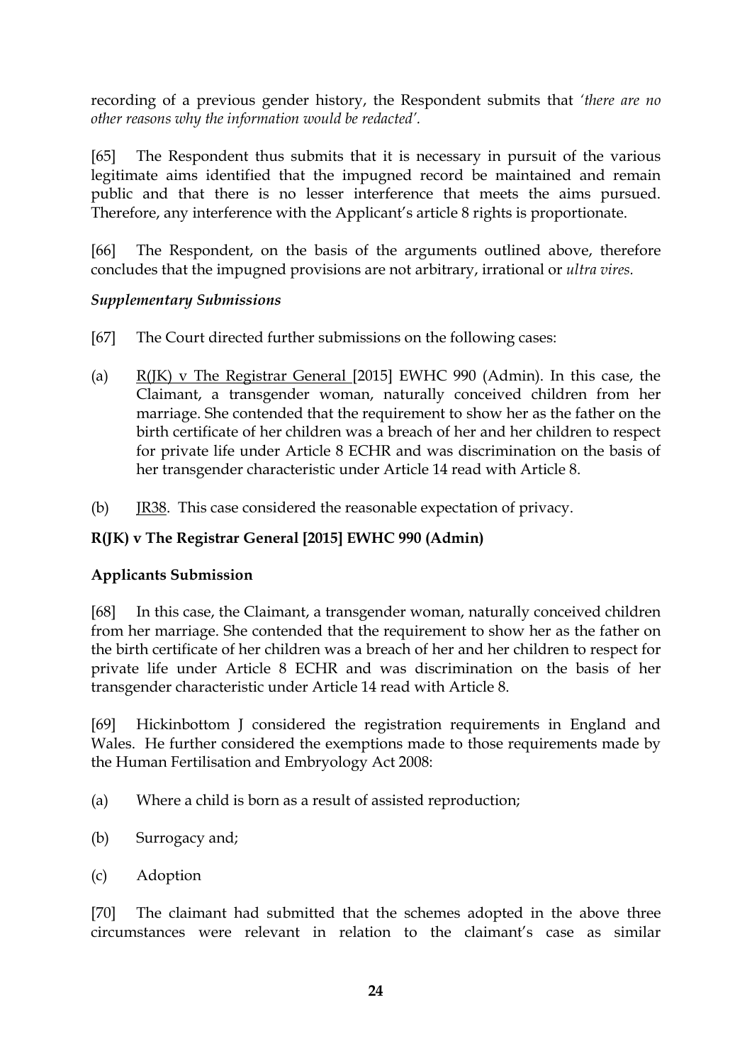recording of a previous gender history, the Respondent submits that *'there are no other reasons why the information would be redacted'*.

[65] The Respondent thus submits that it is necessary in pursuit of the various legitimate aims identified that the impugned record be maintained and remain public and that there is no lesser interference that meets the aims pursued. Therefore, any interference with the Applicant's article 8 rights is proportionate.

[66] The Respondent, on the basis of the arguments outlined above, therefore concludes that the impugned provisions are not arbitrary, irrational or *ultra vires.*

*Supplementary Submissions*

[67] The Court directed further submissions on the following cases:

(a) R(JK) v The Registrar General [2015] EWHC 990 (Admin). In this case, the Claimant, a transgender woman, naturally conceived children from her marriage. She contended that the requirement to show her as the father on the birth certificate of her children was a breach of her and her children to respect for private life under Article 8 ECHR and was discrimination on the basis of her transgender characteristic under Article 14 read with Article 8.

(b) JR38. This case considered the reasonable expectation of privacy.

**R(JK) v The Registrar General [2015] EWHC 990 (Admin)**

**Applicants Submission**

[68] In this case, the Claimant, a transgender woman, naturally conceived children from her marriage. She contended that the requirement to show her as the father on the birth certificate of her children was a breach of her and her children to respect for private life under Article 8 ECHR and was discrimination on the basis of her transgender characteristic under Article 14 read with Article 8.

[69] Hickinbottom J considered the registration requirements in England and Wales. He further considered the exemptions made to those requirements made by the Human Fertilisation and Embryology Act 2008:

(a) Where a child is born as a result of assisted reproduction;

(b) Surrogacy and;

(c) Adoption

[70] The claimant had submitted that the schemes adopted in the above three circumstances were relevant in relation to the claimant's case as similar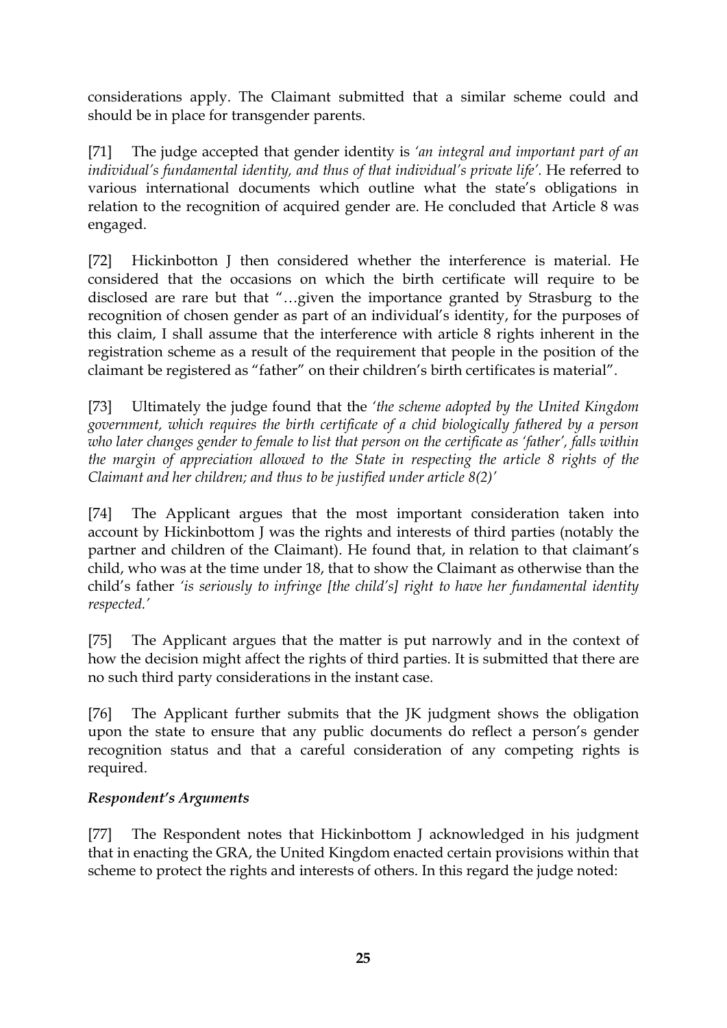considerations apply. The Claimant submitted that a similar scheme could and should be in place for transgender parents.

[71] The judge accepted that gender identity is *'an integral and important part of an individual's fundamental identity, and thus of that individual's private life'*. He referred to various international documents which outline what the state's obligations in relation to the recognition of acquired gender are. He concluded that Article 8 was engaged.

[72] Hickinbotton J then considered whether the interference is material. He considered that the occasions on which the birth certificate will require to be disclosed are rare but that "…given the importance granted by Strasburg to the recognition of chosen gender as part of an individual's identity, for the purposes of this claim, I shall assume that the interference with article 8 rights inherent in the registration scheme as a result of the requirement that people in the position of the claimant be registered as "father" on their children's birth certificates is material".

[73] Ultimately the judge found that the *'the scheme adopted by the United Kingdom government, which requires the birth certificate of a chid biologically fathered by a person who later changes gender to female to list that person on the certificate as 'father', falls within the margin of appreciation allowed to the State in respecting the article 8 rights of the Claimant and her children; and thus to be justified under article 8(2)'*

[74] The Applicant argues that the most important consideration taken into account by Hickinbottom J was the rights and interests of third parties (notably the partner and children of the Claimant). He found that, in relation to that claimant's child, who was at the time under 18, that to show the Claimant as otherwise than the child's father *'is seriously to infringe [the child's] right to have her fundamental identity respected.'*

[75] The Applicant argues that the matter is put narrowly and in the context of how the decision might affect the rights of third parties. It is submitted that there are no such third party considerations in the instant case.

[76] The Applicant further submits that the JK judgment shows the obligation upon the state to ensure that any public documents do reflect a person's gender recognition status and that a careful consideration of any competing rights is required.

### *Respondent's Arguments*

[77] The Respondent notes that Hickinbottom J acknowledged in his judgment that in enacting the GRA, the United Kingdom enacted certain provisions within that scheme to protect the rights and interests of others. In this regard the judge noted: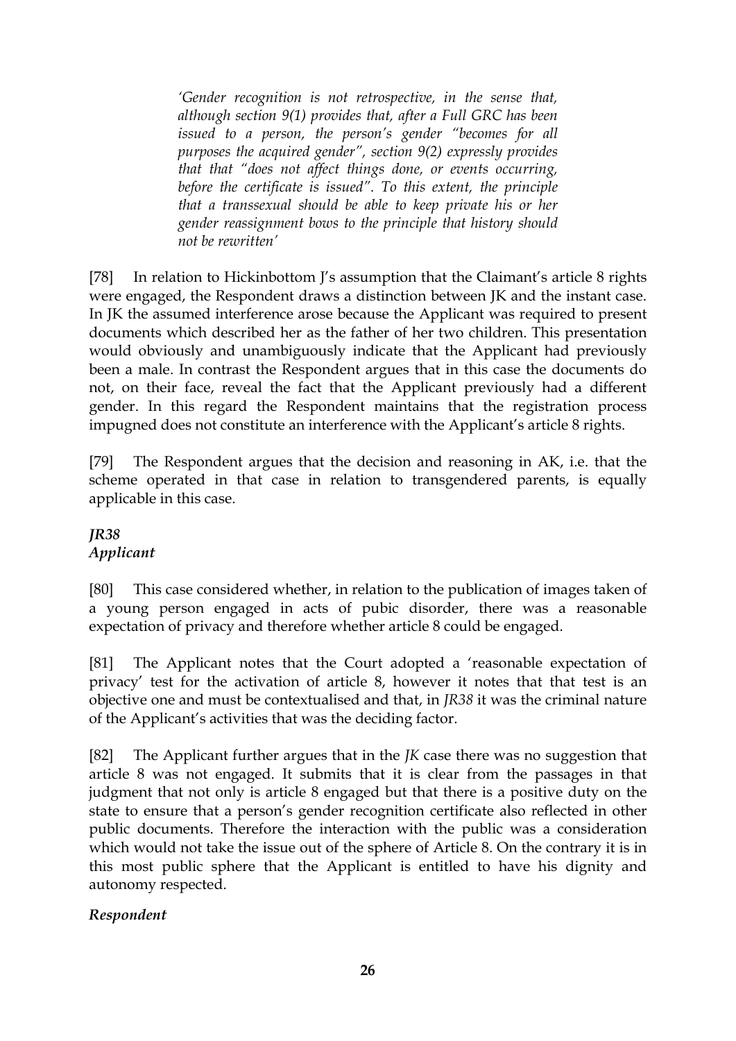> *'Gender recognition is not retrospective, in the sense that, although section 9(1) provides that, after a Full GRC has been issued to a person, the person's gender "becomes for all purposes the acquired gender", section 9(2) expressly provides that that "does not affect things done, or events occurring, before the certificate is issued". To this extent, the principle that a transsexual should be able to keep private his or her gender reassignment bows to the principle that history should not be rewritten'*

[78] In relation to Hickinbottom J's assumption that the Claimant's article 8 rights were engaged, the Respondent draws a distinction between JK and the instant case. In JK the assumed interference arose because the Applicant was required to present documents which described her as the father of her two children. This presentation would obviously and unambiguously indicate that the Applicant had previously been a male. In contrast the Respondent argues that in this case the documents do not, on their face, reveal the fact that the Applicant previously had a different gender. In this regard the Respondent maintains that the registration process impugned does not constitute an interference with the Applicant's article 8 rights.

[79] The Respondent argues that the decision and reasoning in AK, i.e. that the scheme operated in that case in relation to transgendered parents, is equally applicable in this case.

***JR38***
***Applicant***

[80] This case considered whether, in relation to the publication of images taken of a young person engaged in acts of pubic disorder, there was a reasonable expectation of privacy and therefore whether article 8 could be engaged.

[81] The Applicant notes that the Court adopted a 'reasonable expectation of privacy' test for the activation of article 8, however it notes that that test is an objective one and must be contextualised and that, in *JR38* it was the criminal nature of the Applicant's activities that was the deciding factor.

[82] The Applicant further argues that in the *JK* case there was no suggestion that article 8 was not engaged. It submits that it is clear from the passages in that judgment that not only is article 8 engaged but that there is a positive duty on the state to ensure that a person's gender recognition certificate also reflected in other public documents. Therefore the interaction with the public was a consideration which would not take the issue out of the sphere of Article 8. On the contrary it is in this most public sphere that the Applicant is entitled to have his dignity and autonomy respected.

***Respondent***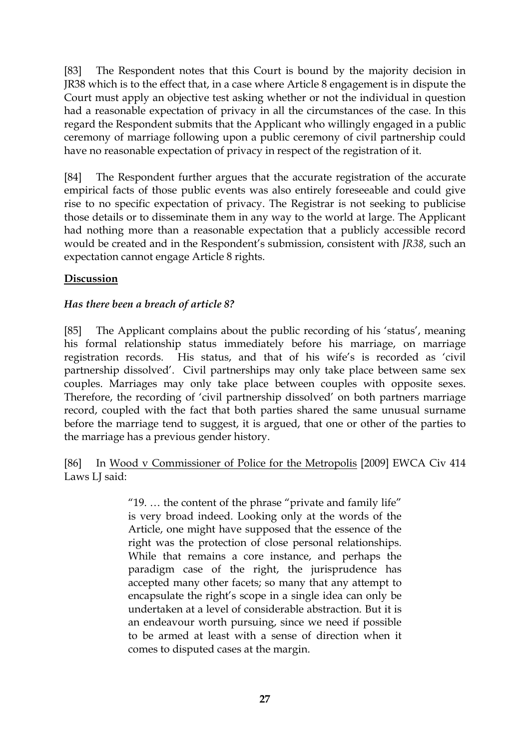[83] The Respondent notes that this Court is bound by the majority decision in JR38 which is to the effect that, in a case where Article 8 engagement is in dispute the Court must apply an objective test asking whether or not the individual in question had a reasonable expectation of privacy in all the circumstances of the case. In this regard the Respondent submits that the Applicant who willingly engaged in a public ceremony of marriage following upon a public ceremony of civil partnership could have no reasonable expectation of privacy in respect of the registration of it.

[84] The Respondent further argues that the accurate registration of the accurate empirical facts of those public events was also entirely foreseeable and could give rise to no specific expectation of privacy. The Registrar is not seeking to publicise those details or to disseminate them in any way to the world at large. The Applicant had nothing more than a reasonable expectation that a publicly accessible record would be created and in the Respondent's submission, consistent with *JR38*, such an expectation cannot engage Article 8 rights.

**Discussion**

***Has there been a breach of article 8?***

[85] The Applicant complains about the public recording of his 'status', meaning his formal relationship status immediately before his marriage, on marriage registration records. His status, and that of his wife's is recorded as 'civil partnership dissolved'. Civil partnerships may only take place between same sex couples. Marriages may only take place between couples with opposite sexes. Therefore, the recording of 'civil partnership dissolved' on both partners marriage record, coupled with the fact that both parties shared the same unusual surname before the marriage tend to suggest, it is argued, that one or other of the parties to the marriage has a previous gender history.

[86] In Wood v Commissioner of Police for the Metropolis [2009] EWCA Civ 414 Laws LJ said:

> "19. … the content of the phrase "private and family life" is very broad indeed. Looking only at the words of the Article, one might have supposed that the essence of the right was the protection of close personal relationships. While that remains a core instance, and perhaps the paradigm case of the right, the jurisprudence has accepted many other facets; so many that any attempt to encapsulate the right's scope in a single idea can only be undertaken at a level of considerable abstraction. But it is an endeavour worth pursuing, since we need if possible to be armed at least with a sense of direction when it comes to disputed cases at the margin.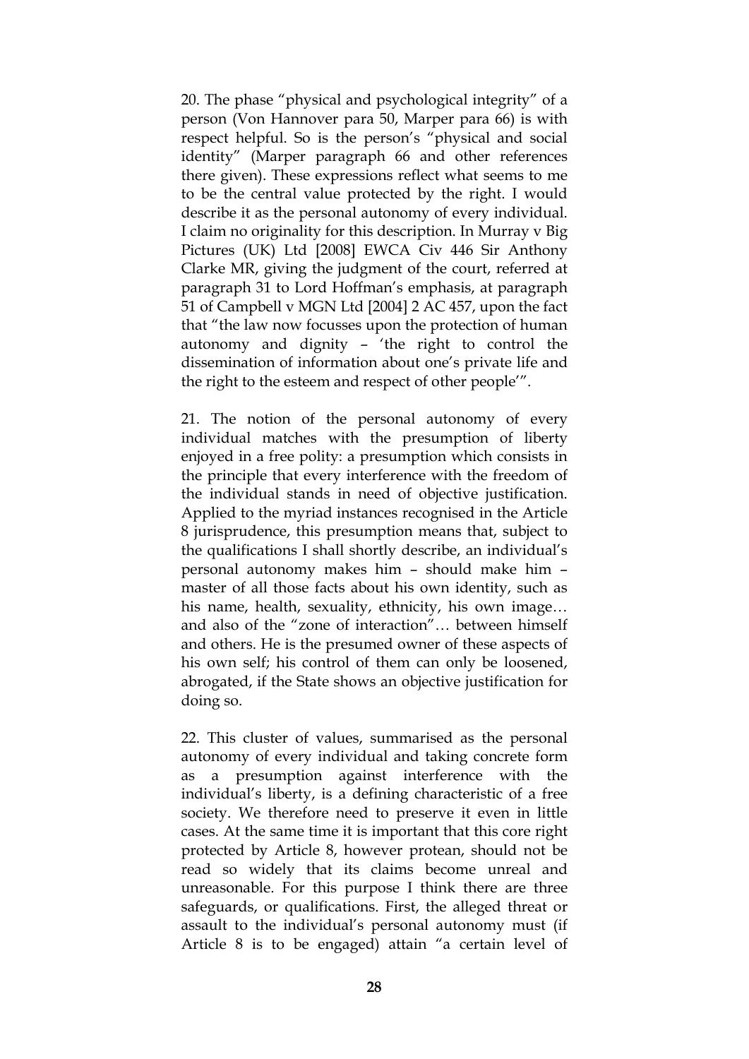20. The phase "physical and psychological integrity" of a person (Von Hannover para 50, Marper para 66) is with respect helpful. So is the person's "physical and social identity" (Marper paragraph 66 and other references there given). These expressions reflect what seems to me to be the central value protected by the right. I would describe it as the personal autonomy of every individual. I claim no originality for this description. In Murray v Big Pictures (UK) Ltd [2008] EWCA Civ 446 Sir Anthony Clarke MR, giving the judgment of the court, referred at paragraph 31 to Lord Hoffman's emphasis, at paragraph 51 of Campbell v MGN Ltd [2004] 2 AC 457, upon the fact that "the law now focusses upon the protection of human autonomy and dignity – 'the right to control the dissemination of information about one's private life and the right to the esteem and respect of other people'".

21. The notion of the personal autonomy of every individual matches with the presumption of liberty enjoyed in a free polity: a presumption which consists in the principle that every interference with the freedom of the individual stands in need of objective justification. Applied to the myriad instances recognised in the Article 8 jurisprudence, this presumption means that, subject to the qualifications I shall shortly describe, an individual's personal autonomy makes him – should make him – master of all those facts about his own identity, such as his name, health, sexuality, ethnicity, his own image… and also of the "zone of interaction"… between himself and others. He is the presumed owner of these aspects of his own self; his control of them can only be loosened, abrogated, if the State shows an objective justification for doing so.

22. This cluster of values, summarised as the personal autonomy of every individual and taking concrete form as a presumption against interference with the individual's liberty, is a defining characteristic of a free society. We therefore need to preserve it even in little cases. At the same time it is important that this core right protected by Article 8, however protean, should not be read so widely that its claims become unreal and unreasonable. For this purpose I think there are three safeguards, or qualifications. First, the alleged threat or assault to the individual's personal autonomy must (if Article 8 is to be engaged) attain "a certain level of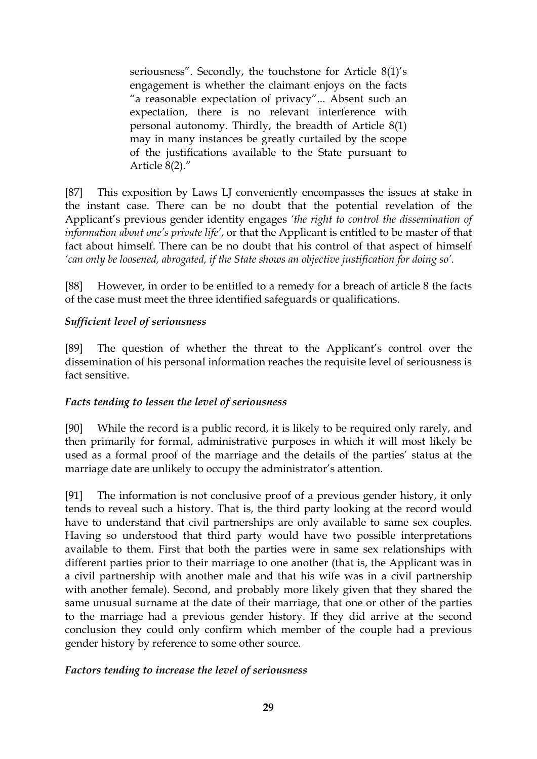> seriousness". Secondly, the touchstone for Article 8(1)'s engagement is whether the claimant enjoys on the facts "a reasonable expectation of privacy"... Absent such an expectation, there is no relevant interference with personal autonomy. Thirdly, the breadth of Article 8(1) may in many instances be greatly curtailed by the scope of the justifications available to the State pursuant to Article 8(2)."

[87] This exposition by Laws LJ conveniently encompasses the issues at stake in the instant case. There can be no doubt that the potential revelation of the Applicant's previous gender identity engages *'the right to control the dissemination of information about one's private life'*, or that the Applicant is entitled to be master of that fact about himself. There can be no doubt that his control of that aspect of himself *'can only be loosened, abrogated, if the State shows an objective justification for doing so'*.

[88] However, in order to be entitled to a remedy for a breach of article 8 the facts of the case must meet the three identified safeguards or qualifications.

***Sufficient level of seriousness***

[89] The question of whether the threat to the Applicant's control over the dissemination of his personal information reaches the requisite level of seriousness is fact sensitive.

***Facts tending to lessen the level of seriousness***

[90] While the record is a public record, it is likely to be required only rarely, and then primarily for formal, administrative purposes in which it will most likely be used as a formal proof of the marriage and the details of the parties' status at the marriage date are unlikely to occupy the administrator's attention.

[91] The information is not conclusive proof of a previous gender history, it only tends to reveal such a history. That is, the third party looking at the record would have to understand that civil partnerships are only available to same sex couples. Having so understood that third party would have two possible interpretations available to them. First that both the parties were in same sex relationships with different parties prior to their marriage to one another (that is, the Applicant was in a civil partnership with another male and that his wife was in a civil partnership with another female). Second, and probably more likely given that they shared the same unusual surname at the date of their marriage, that one or other of the parties to the marriage had a previous gender history. If they did arrive at the second conclusion they could only confirm which member of the couple had a previous gender history by reference to some other source.

***Factors tending to increase the level of seriousness***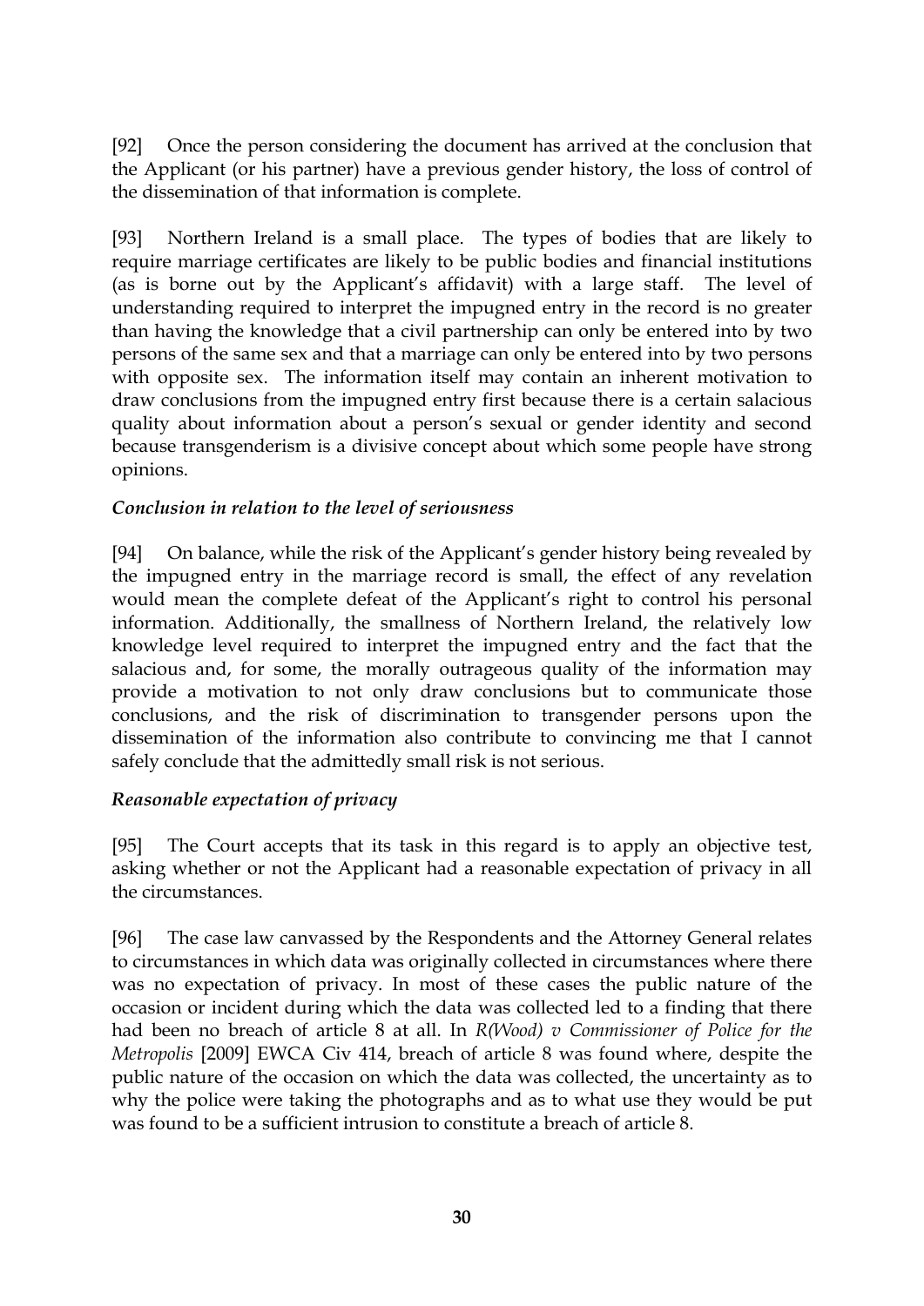[92] Once the person considering the document has arrived at the conclusion that the Applicant (or his partner) have a previous gender history, the loss of control of the dissemination of that information is complete.

[93] Northern Ireland is a small place. The types of bodies that are likely to require marriage certificates are likely to be public bodies and financial institutions (as is borne out by the Applicant's affidavit) with a large staff. The level of understanding required to interpret the impugned entry in the record is no greater than having the knowledge that a civil partnership can only be entered into by two persons of the same sex and that a marriage can only be entered into by two persons with opposite sex. The information itself may contain an inherent motivation to draw conclusions from the impugned entry first because there is a certain salacious quality about information about a person's sexual or gender identity and second because transgenderism is a divisive concept about which some people have strong opinions.

### *Conclusion in relation to the level of seriousness*

[94] On balance, while the risk of the Applicant's gender history being revealed by the impugned entry in the marriage record is small, the effect of any revelation would mean the complete defeat of the Applicant's right to control his personal information. Additionally, the smallness of Northern Ireland, the relatively low knowledge level required to interpret the impugned entry and the fact that the salacious and, for some, the morally outrageous quality of the information may provide a motivation to not only draw conclusions but to communicate those conclusions, and the risk of discrimination to transgender persons upon the dissemination of the information also contribute to convincing me that I cannot safely conclude that the admittedly small risk is not serious.

### *Reasonable expectation of privacy*

[95] The Court accepts that its task in this regard is to apply an objective test, asking whether or not the Applicant had a reasonable expectation of privacy in all the circumstances.

[96] The case law canvassed by the Respondents and the Attorney General relates to circumstances in which data was originally collected in circumstances where there was no expectation of privacy. In most of these cases the public nature of the occasion or incident during which the data was collected led to a finding that there had been no breach of article 8 at all. In *R(Wood) v Commissioner of Police for the Metropolis* [2009] EWCA Civ 414, breach of article 8 was found where, despite the public nature of the occasion on which the data was collected, the uncertainty as to why the police were taking the photographs and as to what use they would be put was found to be a sufficient intrusion to constitute a breach of article 8.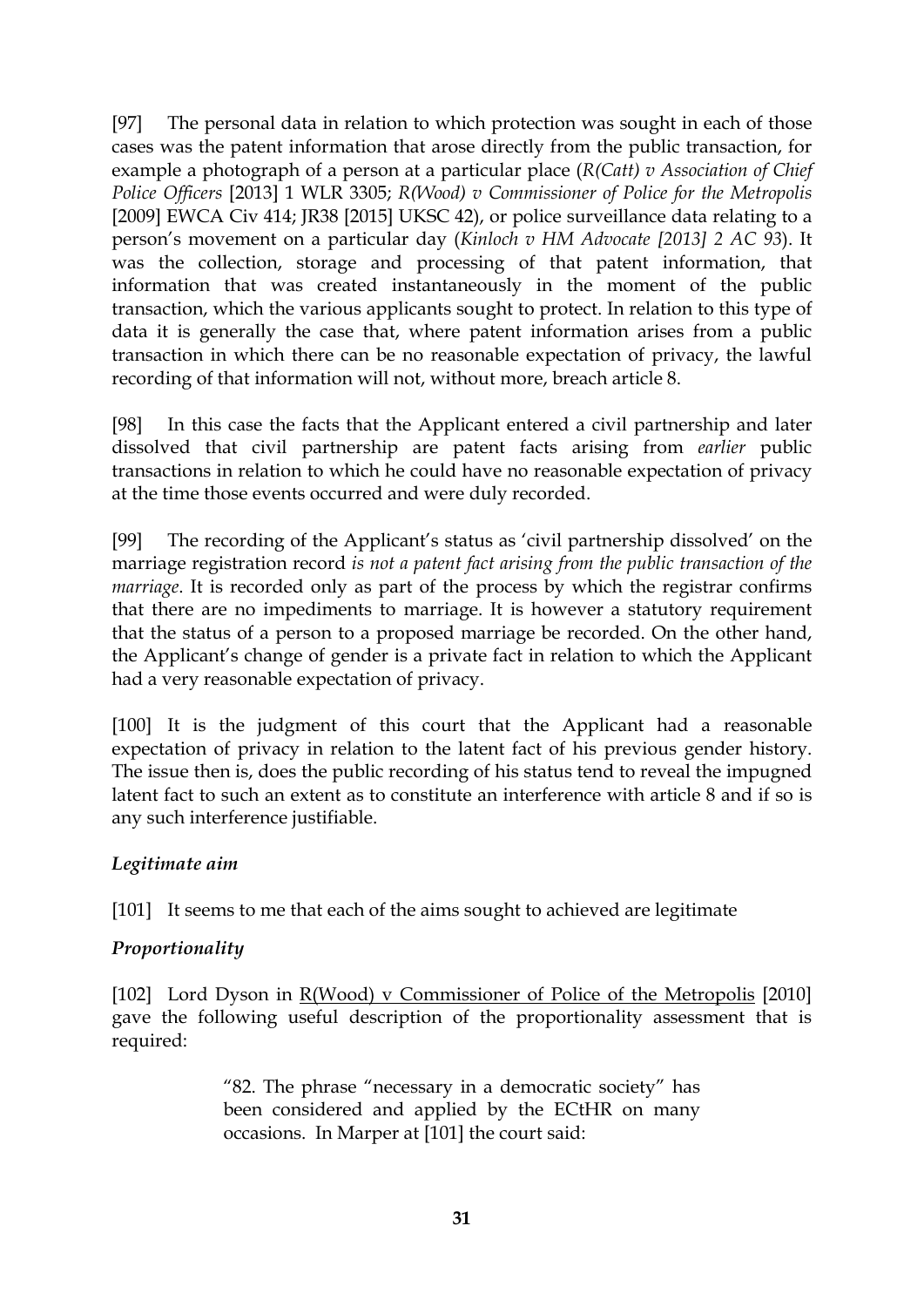[97] The personal data in relation to which protection was sought in each of those cases was the patent information that arose directly from the public transaction, for example a photograph of a person at a particular place (*R(Catt) v Association of Chief Police Officers* [2013] 1 WLR 3305; *R(Wood) v Commissioner of Police for the Metropolis* [2009] EWCA Civ 414; JR38 [2015] UKSC 42), or police surveillance data relating to a person's movement on a particular day (*Kinloch v HM Advocate [2013] 2 AC 93*). It was the collection, storage and processing of that patent information, that information that was created instantaneously in the moment of the public transaction, which the various applicants sought to protect. In relation to this type of data it is generally the case that, where patent information arises from a public transaction in which there can be no reasonable expectation of privacy, the lawful recording of that information will not, without more, breach article 8.

[98] In this case the facts that the Applicant entered a civil partnership and later dissolved that civil partnership are patent facts arising from *earlier* public transactions in relation to which he could have no reasonable expectation of privacy at the time those events occurred and were duly recorded.

[99] The recording of the Applicant's status as 'civil partnership dissolved' on the marriage registration record *is not a patent fact arising from the public transaction of the marriage*. It is recorded only as part of the process by which the registrar confirms that there are no impediments to marriage. It is however a statutory requirement that the status of a person to a proposed marriage be recorded. On the other hand, the Applicant's change of gender is a private fact in relation to which the Applicant had a very reasonable expectation of privacy.

[100] It is the judgment of this court that the Applicant had a reasonable expectation of privacy in relation to the latent fact of his previous gender history. The issue then is, does the public recording of his status tend to reveal the impugned latent fact to such an extent as to constitute an interference with article 8 and if so is any such interference justifiable.

***Legitimate aim***

[101] It seems to me that each of the aims sought to achieved are legitimate

***Proportionality***

[102] Lord Dyson in R(Wood) v Commissioner of Police of the Metropolis [2010] gave the following useful description of the proportionality assessment that is required:

> "82. The phrase "necessary in a democratic society" has been considered and applied by the ECtHR on many occasions. In Marper at [101] the court said: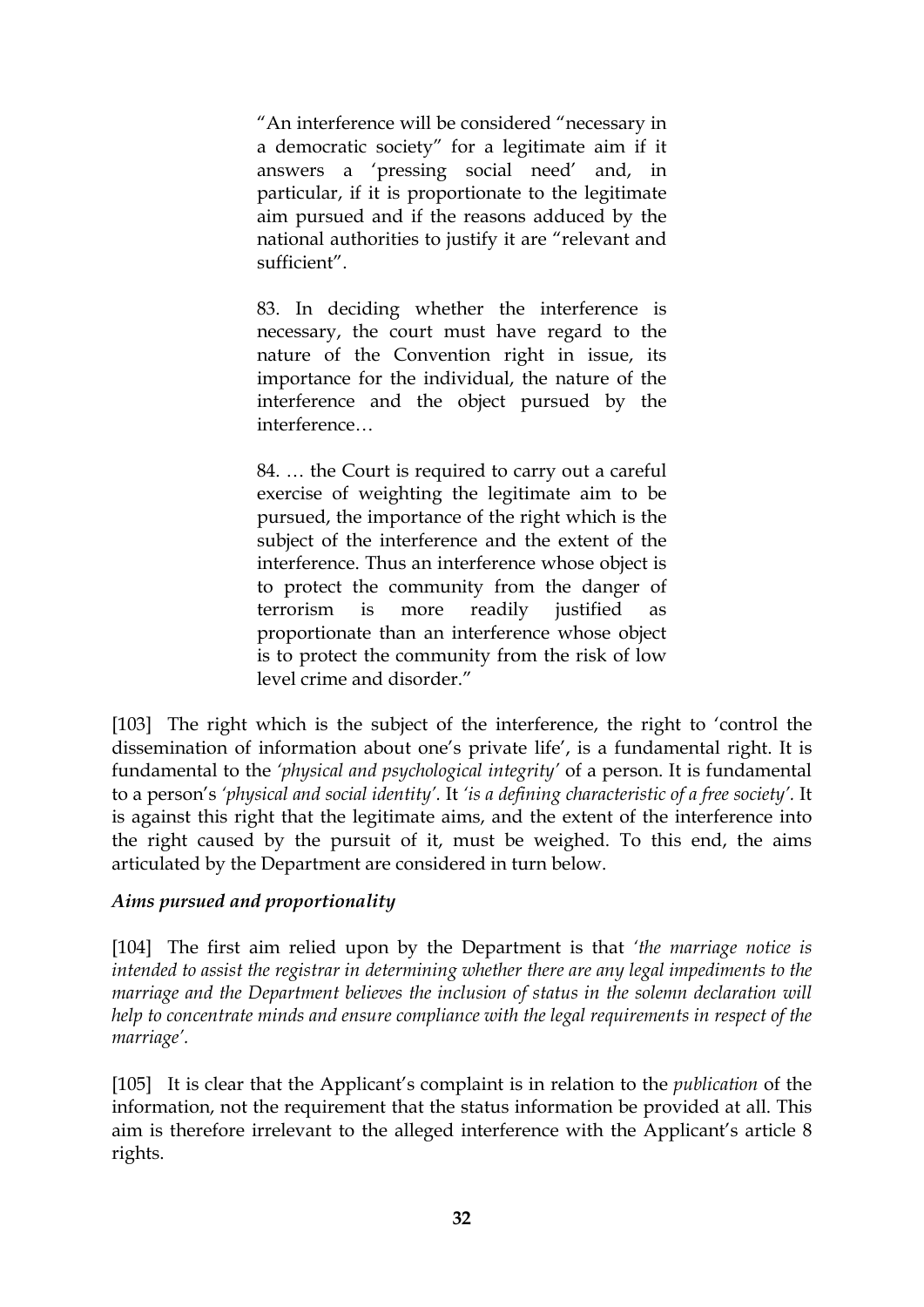> "An interference will be considered "necessary in a democratic society" for a legitimate aim if it answers a 'pressing social need' and, in particular, if it is proportionate to the legitimate aim pursued and if the reasons adduced by the national authorities to justify it are "relevant and sufficient".
>
> 83. In deciding whether the interference is necessary, the court must have regard to the nature of the Convention right in issue, its importance for the individual, the nature of the interference and the object pursued by the interference…
>
> 84. … the Court is required to carry out a careful exercise of weighting the legitimate aim to be pursued, the importance of the right which is the subject of the interference and the extent of the interference. Thus an interference whose object is to protect the community from the danger of terrorism is more readily justified as proportionate than an interference whose object is to protect the community from the risk of low level crime and disorder."

[103] The right which is the subject of the interference, the right to 'control the dissemination of information about one's private life', is a fundamental right. It is fundamental to the *'physical and psychological integrity'* of a person. It is fundamental to a person's *'physical and social identity'*. It *'is a defining characteristic of a free society'*. It is against this right that the legitimate aims, and the extent of the interference into the right caused by the pursuit of it, must be weighed. To this end, the aims articulated by the Department are considered in turn below.

***Aims pursued and proportionality***

[104] The first aim relied upon by the Department is that *'the marriage notice is intended to assist the registrar in determining whether there are any legal impediments to the marriage and the Department believes the inclusion of status in the solemn declaration will help to concentrate minds and ensure compliance with the legal requirements in respect of the marriage'*.

[105] It is clear that the Applicant's complaint is in relation to the *publication* of the information, not the requirement that the status information be provided at all. This aim is therefore irrelevant to the alleged interference with the Applicant's article 8 rights.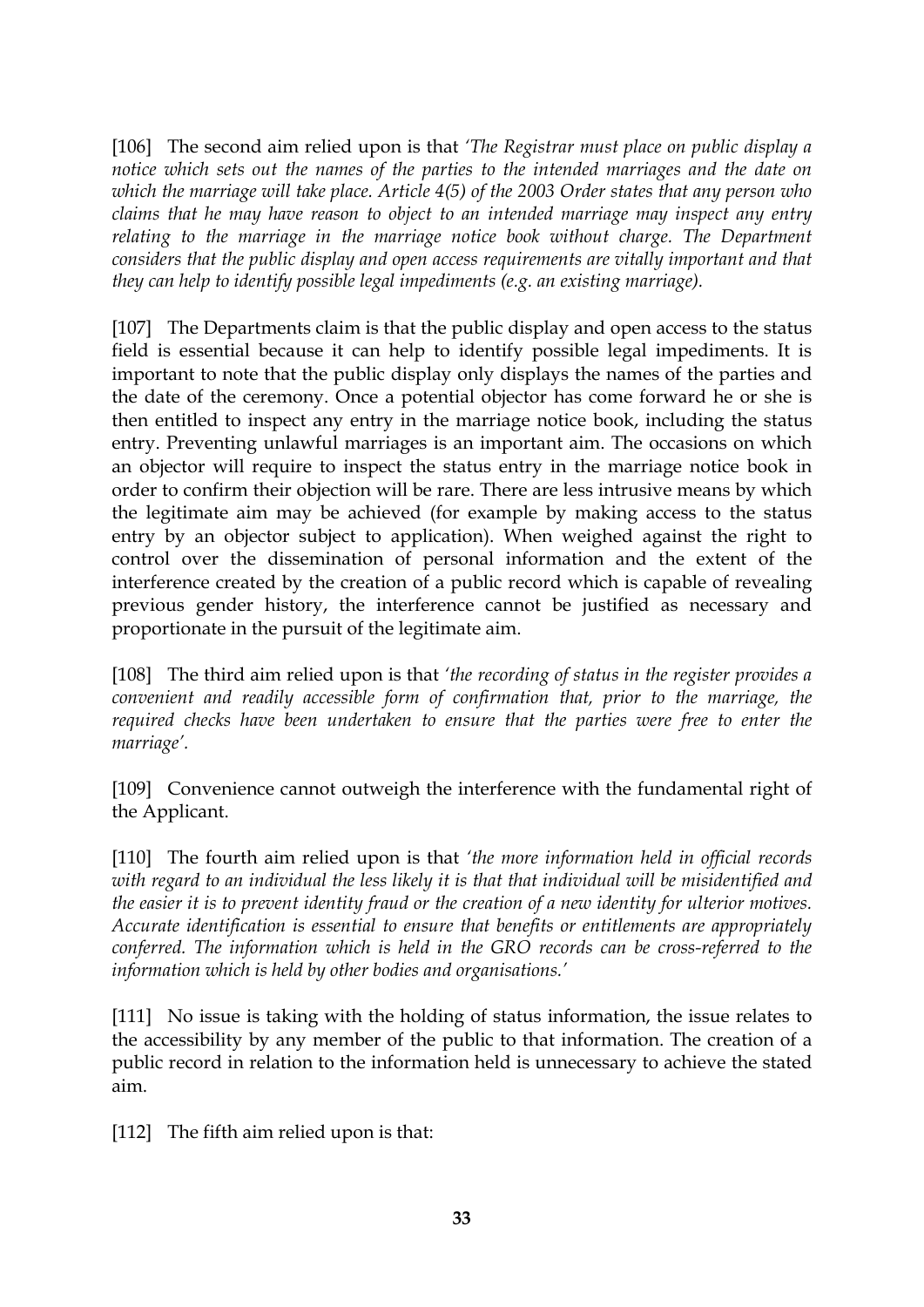[106] The second aim relied upon is that *'The Registrar must place on public display a notice which sets out the names of the parties to the intended marriages and the date on which the marriage will take place. Article 4(5) of the 2003 Order states that any person who claims that he may have reason to object to an intended marriage may inspect any entry relating to the marriage in the marriage notice book without charge. The Department considers that the public display and open access requirements are vitally important and that they can help to identify possible legal impediments (e.g. an existing marriage).*

[107] The Departments claim is that the public display and open access to the status field is essential because it can help to identify possible legal impediments. It is important to note that the public display only displays the names of the parties and the date of the ceremony. Once a potential objector has come forward he or she is then entitled to inspect any entry in the marriage notice book, including the status entry. Preventing unlawful marriages is an important aim. The occasions on which an objector will require to inspect the status entry in the marriage notice book in order to confirm their objection will be rare. There are less intrusive means by which the legitimate aim may be achieved (for example by making access to the status entry by an objector subject to application). When weighed against the right to control over the dissemination of personal information and the extent of the interference created by the creation of a public record which is capable of revealing previous gender history, the interference cannot be justified as necessary and proportionate in the pursuit of the legitimate aim.

[108] The third aim relied upon is that *'the recording of status in the register provides a convenient and readily accessible form of confirmation that, prior to the marriage, the required checks have been undertaken to ensure that the parties were free to enter the marriage'*.

[109] Convenience cannot outweigh the interference with the fundamental right of the Applicant.

[110] The fourth aim relied upon is that *'the more information held in official records with regard to an individual the less likely it is that that individual will be misidentified and the easier it is to prevent identity fraud or the creation of a new identity for ulterior motives. Accurate identification is essential to ensure that benefits or entitlements are appropriately conferred. The information which is held in the GRO records can be cross-referred to the information which is held by other bodies and organisations.'*

[111] No issue is taking with the holding of status information, the issue relates to the accessibility by any member of the public to that information. The creation of a public record in relation to the information held is unnecessary to achieve the stated aim.

[112] The fifth aim relied upon is that: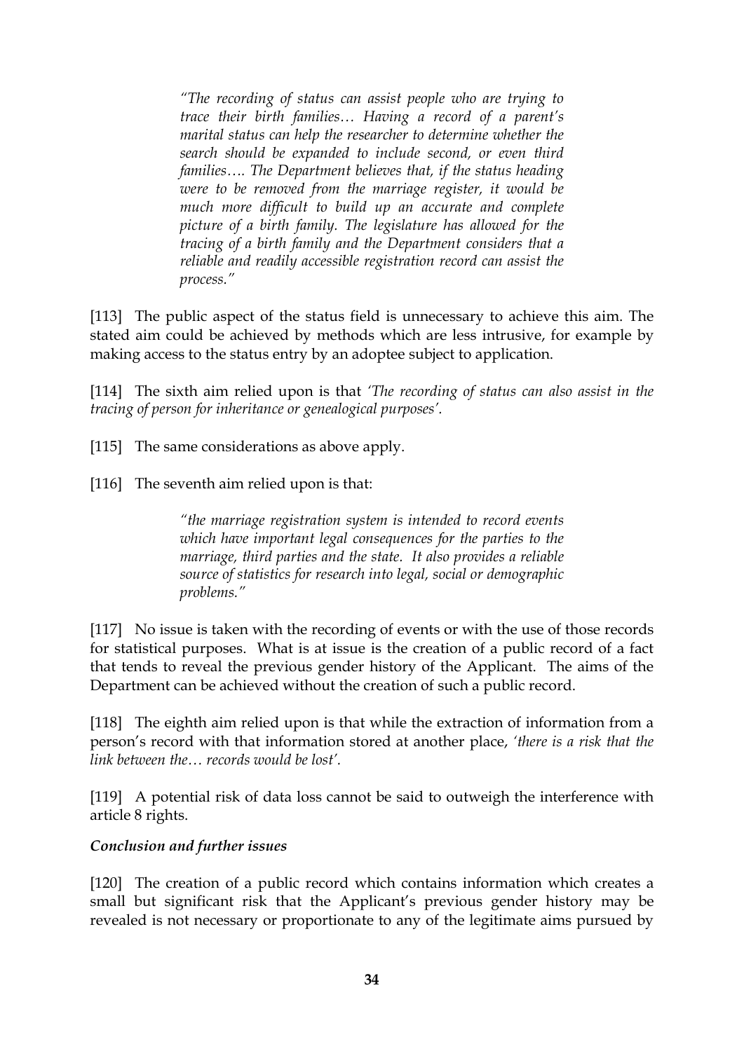> *"The recording of status can assist people who are trying to trace their birth families… Having a record of a parent's marital status can help the researcher to determine whether the search should be expanded to include second, or even third families…. The Department believes that, if the status heading were to be removed from the marriage register, it would be much more difficult to build up an accurate and complete picture of a birth family. The legislature has allowed for the tracing of a birth family and the Department considers that a reliable and readily accessible registration record can assist the process."*

[113] The public aspect of the status field is unnecessary to achieve this aim. The stated aim could be achieved by methods which are less intrusive, for example by making access to the status entry by an adoptee subject to application.

[114] The sixth aim relied upon is that *'The recording of status can also assist in the tracing of person for inheritance or genealogical purposes'*.

[115] The same considerations as above apply.

[116] The seventh aim relied upon is that:

> *"the marriage registration system is intended to record events which have important legal consequences for the parties to the marriage, third parties and the state. It also provides a reliable source of statistics for research into legal, social or demographic problems."*

[117] No issue is taken with the recording of events or with the use of those records for statistical purposes. What is at issue is the creation of a public record of a fact that tends to reveal the previous gender history of the Applicant. The aims of the Department can be achieved without the creation of such a public record.

[118] The eighth aim relied upon is that while the extraction of information from a person's record with that information stored at another place, *'there is a risk that the link between the… records would be lost'*.

[119] A potential risk of data loss cannot be said to outweigh the interference with article 8 rights.

***Conclusion and further issues***

[120] The creation of a public record which contains information which creates a small but significant risk that the Applicant's previous gender history may be revealed is not necessary or proportionate to any of the legitimate aims pursued by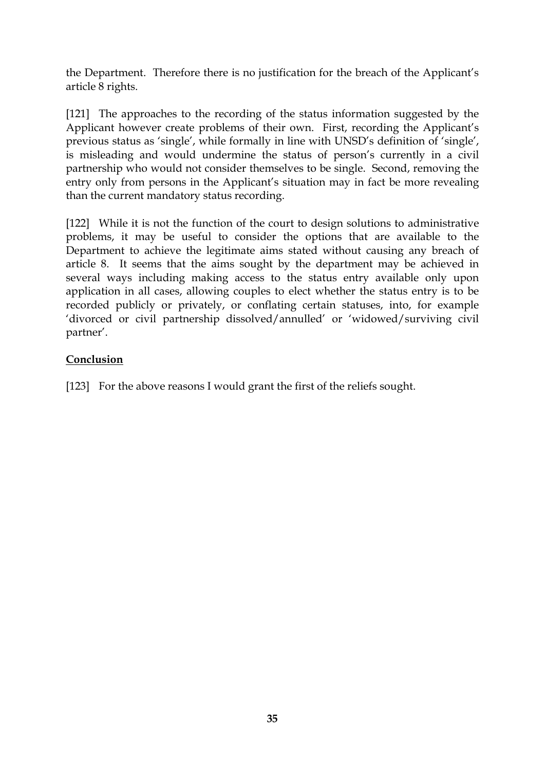the Department. Therefore there is no justification for the breach of the Applicant's article 8 rights.

[121] The approaches to the recording of the status information suggested by the Applicant however create problems of their own. First, recording the Applicant's previous status as 'single', while formally in line with UNSD's definition of 'single', is misleading and would undermine the status of person's currently in a civil partnership who would not consider themselves to be single. Second, removing the entry only from persons in the Applicant's situation may in fact be more revealing than the current mandatory status recording.

[122] While it is not the function of the court to design solutions to administrative problems, it may be useful to consider the options that are available to the Department to achieve the legitimate aims stated without causing any breach of article 8. It seems that the aims sought by the department may be achieved in several ways including making access to the status entry available only upon application in all cases, allowing couples to elect whether the status entry is to be recorded publicly or privately, or conflating certain statuses, into, for example 'divorced or civil partnership dissolved/annulled' or 'widowed/surviving civil partner'.

**Conclusion**

[123] For the above reasons I would grant the first of the reliefs sought.